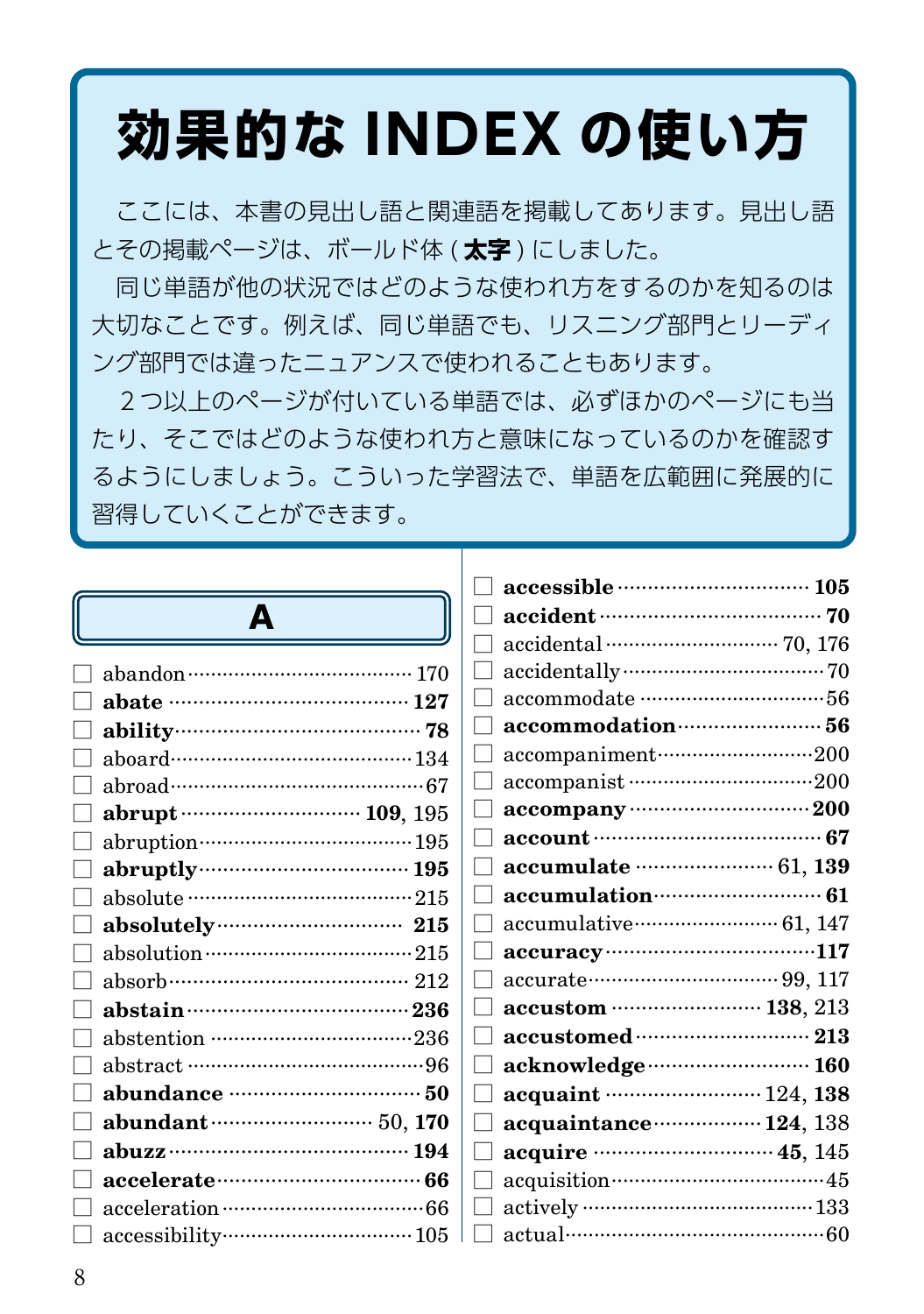# 効果的な INDEX の使い方

ここには、本書の見出し語と関連語を掲載してあります。見出し語とその掲載ページは、ボールド体 ( **太字** ) にしました。

同じ単語が他の状況ではどのような使われ方をするのかを知るのは大切なことです。例えば、同じ単語でも、リスニング部門とリーディング部門では違ったニュアンスで使われることもあります。

２つ以上のページが付いている単語では、必ずほかのページにも当たり、そこではどのような使われ方と意味になっているのかを確認するようにしましょう。こういった学習法で、単語を広範囲に発展的に習得していくことができます。

## A

- ☐ abandon …… 170
- ☐ **abate** …… **127**
- ☐ **ability** …… **78**
- ☐ aboard …… 134
- ☐ abroad …… 67
- ☐ **abrupt** …… **109**, 195
- ☐ abruption …… 195
- ☐ **abruptly** …… **195**
- ☐ absolute …… 215
- ☐ **absolutely** …… **215**
- ☐ absolution …… 215
- ☐ absorb …… 212
- ☐ **abstain** …… **236**
- ☐ abstention …… 236
- ☐ abstract …… 96
- ☐ **abundance** …… **50**
- ☐ **abundant** …… 50, **170**
- ☐ **abuzz** …… **194**
- ☐ **accelerate** …… **66**
- ☐ acceleration …… 66
- ☐ accessibility …… 105
- ☐ **accessible** …… **105**
- ☐ **accident** …… **70**
- ☐ accidental …… 70, 176
- ☐ accidentally …… 70
- ☐ accommodate …… 56
- ☐ **accommodation** …… **56**
- ☐ accompaniment …… 200
- ☐ accompanist …… 200
- ☐ **accompany** …… **200**
- ☐ **account** …… **67**
- ☐ **accumulate** …… 61, **139**
- ☐ **accumulation** …… **61**
- ☐ accumulative …… 61, 147
- ☐ **accuracy** …… **117**
- ☐ accurate …… 99, 117
- ☐ **accustom** …… **138**, 213
- ☐ **accustomed** …… **213**
- ☐ **acknowledge** …… **160**
- ☐ **acquaint** …… 124, **138**
- ☐ **acquaintance** …… **124**, 138
- ☐ **acquire** …… **45**, 145
- ☐ acquisition …… 45
- ☐ actively …… 133
- ☐ actual …… 60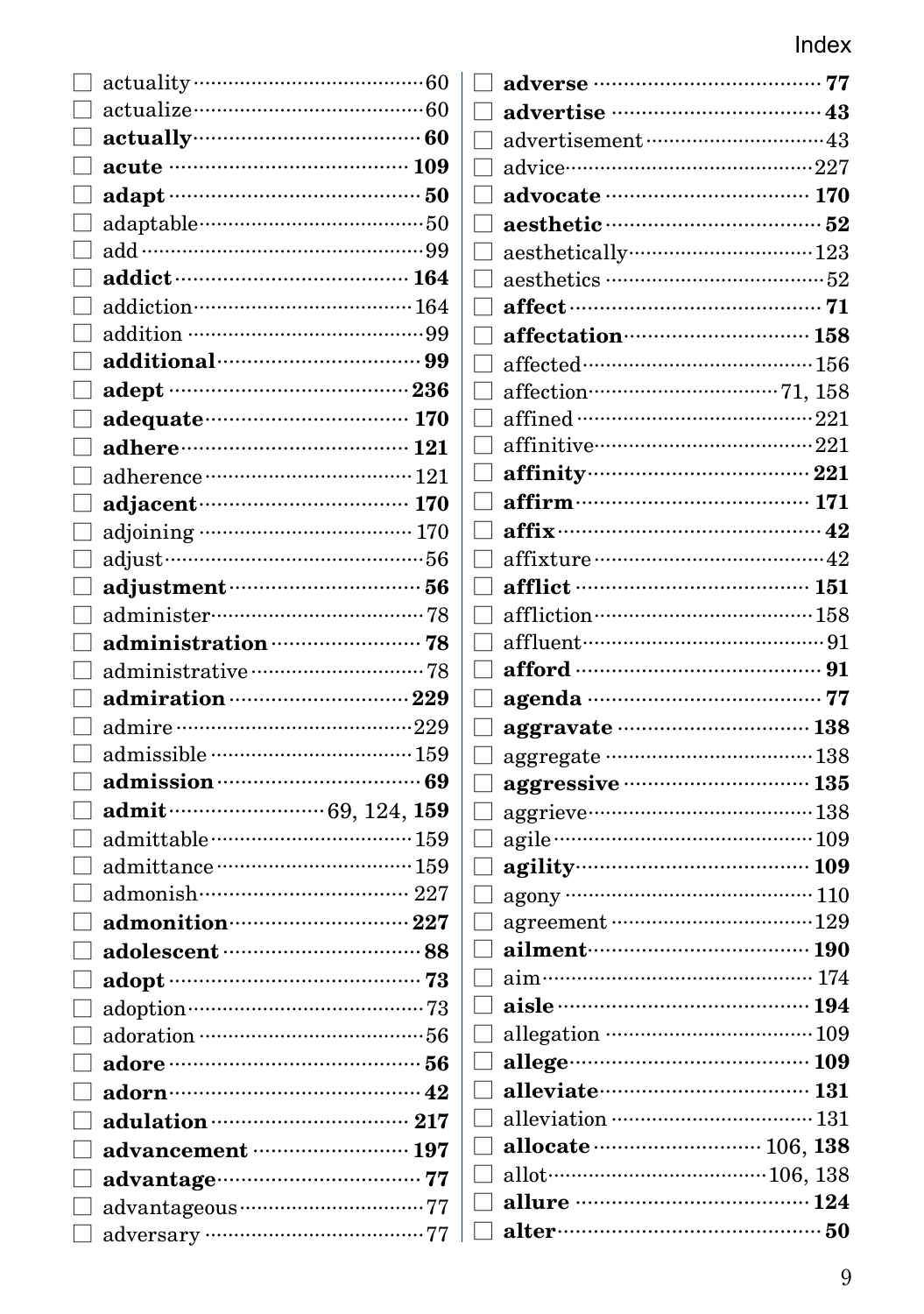## Index

- ☐ actuality ··· 60
- ☐ actualize ··· 60
- ☐ **actually** ··· **60**
- ☐ **acute** ··· **109**
- ☐ **adapt** ··· **50**
- ☐ adaptable ··· 50
- ☐ add ··· 99
- ☐ **addict** ··· **164**
- ☐ addiction ··· 164
- ☐ addition ··· 99
- ☐ **additional** ··· **99**
- ☐ **adept** ··· **236**
- ☐ **adequate** ··· **170**
- ☐ **adhere** ··· **121**
- ☐ adherence ··· 121
- ☐ **adjacent** ··· **170**
- ☐ adjoining ··· 170
- ☐ adjust ··· 56
- ☐ **adjustment** ··· **56**
- ☐ administer ··· 78
- ☐ **administration** ··· **78**
- ☐ administrative ··· 78
- ☐ **admiration** ··· **229**
- ☐ admire ··· 229
- ☐ admissible ··· 159
- ☐ **admission** ··· **69**
- ☐ **admit** ··· 69, 124, **159**
- ☐ admittable ··· 159
- ☐ admittance ··· 159
- ☐ admonish ··· 227
- ☐ **admonition** ··· **227**
- ☐ **adolescent** ··· **88**
- ☐ **adopt** ··· **73**
- ☐ adoption ··· 73
- ☐ adoration ··· 56
- ☐ **adore** ··· **56**
- ☐ **adorn** ··· **42**
- ☐ **adulation** ··· **217**
- ☐ **advancement** ··· **197**
- ☐ **advantage** ··· **77**
- ☐ advantageous ··· 77
- ☐ adversary ··· 77
- ☐ **adverse** ··· **77**
- ☐ **advertise** ··· **43**
- ☐ advertisement ··· 43
- ☐ advice ··· 227
- ☐ **advocate** ··· **170**
- ☐ **aesthetic** ··· **52**
- ☐ aesthetically ··· 123
- ☐ aesthetics ··· 52
- ☐ **affect** ··· **71**
- ☐ **affectation** ··· **158**
- ☐ affected ··· 156
- ☐ affection ··· 71, 158
- ☐ affined ··· 221
- ☐ affinitive ··· 221
- ☐ **affinity** ··· **221**
- ☐ **affirm** ··· **171**
- ☐ **affix** ··· **42**
- ☐ affixture ··· 42
- ☐ **afflict** ··· **151**
- ☐ affliction ··· 158
- ☐ affluent ··· 91
- ☐ **afford** ··· **91**
- ☐ **agenda** ··· **77**
- ☐ **aggravate** ··· **138**
- ☐ aggregate ··· 138
- ☐ **aggressive** ··· **135**
- ☐ aggrieve ··· 138
- ☐ agile ··· 109
- ☐ **agility** ··· **109**
- ☐ agony ··· 110
- ☐ agreement ··· 129
- ☐ **ailment** ··· **190**
- ☐ aim ··· 174
- ☐ **aisle** ··· **194**
- ☐ allegation ··· 109
- ☐ **allege** ··· **109**
- ☐ **alleviate** ··· **131**
- ☐ alleviation ··· 131
- ☐ **allocate** ··· 106, **138**
- ☐ allot ··· 106, 138
- ☐ **allure** ··· **124**
- ☐ **alter** ··· **50**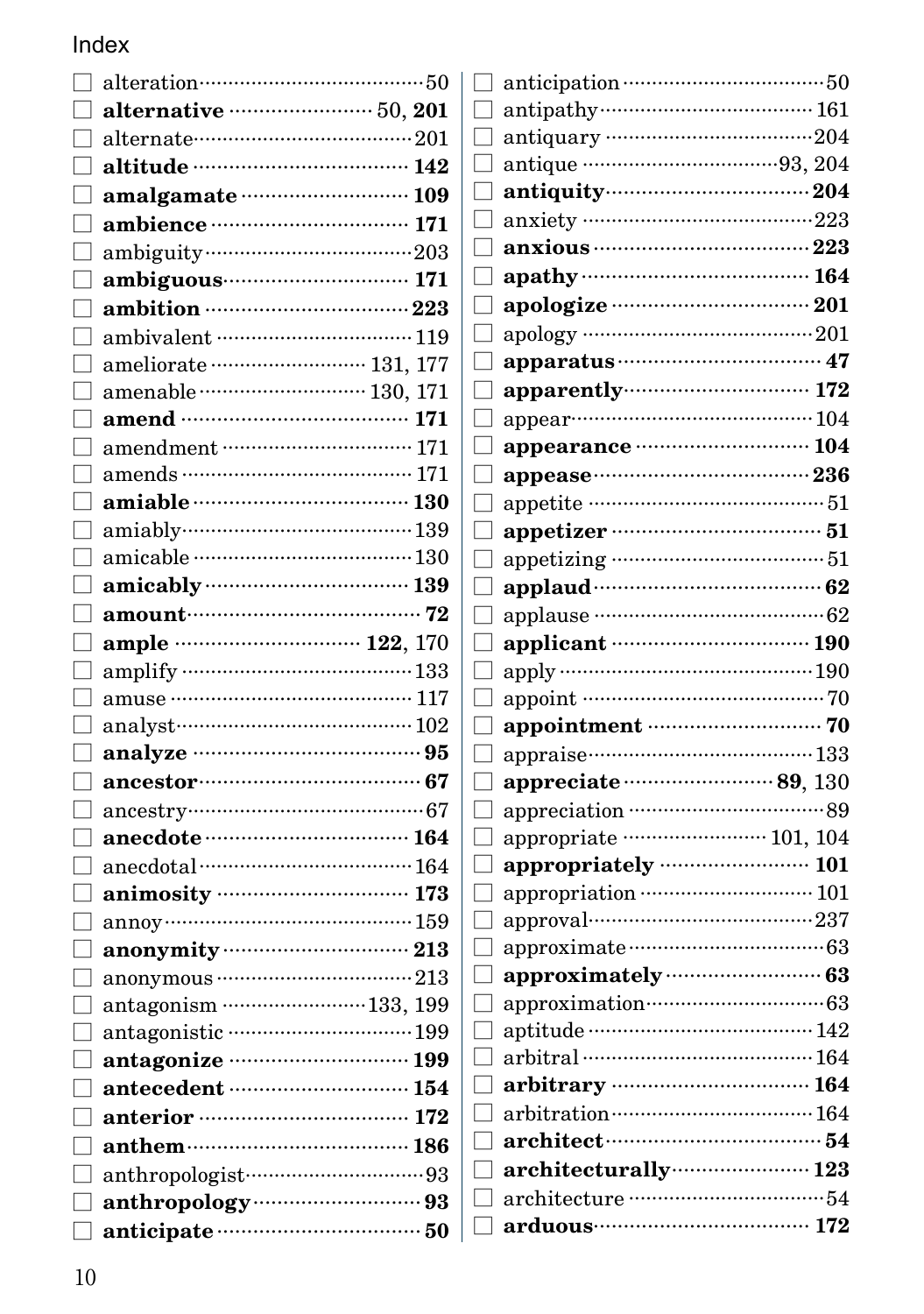Index

- ☐ alteration ..... 50
- ☐ **alternative** ..... 50, **201**
- ☐ alternate ..... 201
- ☐ **altitude** ..... **142**
- ☐ **amalgamate** ..... **109**
- ☐ **ambience** ..... **171**
- ☐ ambiguity ..... 203
- ☐ **ambiguous** ..... **171**
- ☐ **ambition** ..... **223**
- ☐ ambivalent ..... 119
- ☐ ameliorate ..... 131, 177
- ☐ amenable ..... 130, 171
- ☐ **amend** ..... **171**
- ☐ amendment ..... 171
- ☐ amends ..... 171
- ☐ **amiable** ..... **130**
- ☐ amiably ..... 139
- ☐ amicable ..... 130
- ☐ **amicably** ..... **139**
- ☐ **amount** ..... **72**
- ☐ **ample** ..... **122**, 170
- ☐ amplify ..... 133
- ☐ amuse ..... 117
- ☐ analyst ..... 102
- ☐ **analyze** ..... **95**
- ☐ **ancestor** ..... **67**
- ☐ ancestry ..... 67
- ☐ **anecdote** ..... **164**
- ☐ anecdotal ..... 164
- ☐ **animosity** ..... **173**
- ☐ annoy ..... 159
- ☐ **anonymity** ..... **213**
- ☐ anonymous ..... 213
- ☐ antagonism ..... 133, 199
- ☐ antagonistic ..... 199
- ☐ **antagonize** ..... **199**
- ☐ **antecedent** ..... **154**
- ☐ **anterior** ..... **172**
- ☐ **anthem** ..... **186**
- ☐ anthropologist ..... 93
- ☐ **anthropology** ..... **93**
- ☐ **anticipate** ..... **50**
- ☐ anticipation ..... 50
- ☐ antipathy ..... 161
- ☐ antiquary ..... 204
- ☐ antique ..... 93, 204
- ☐ **antiquity** ..... **204**
- ☐ anxiety ..... 223
- ☐ **anxious** ..... **223**
- ☐ **apathy** ..... **164**
- ☐ **apologize** ..... **201**
- ☐ apology ..... 201
- ☐ **apparatus** ..... **47**
- ☐ **apparently** ..... **172**
- ☐ appear ..... 104
- ☐ **appearance** ..... **104**
- ☐ **appease** ..... **236**
- ☐ appetite ..... 51
- ☐ **appetizer** ..... **51**
- ☐ appetizing ..... 51
- ☐ **applaud** ..... **62**
- ☐ applause ..... 62
- ☐ **applicant** ..... **190**
- ☐ apply ..... 190
- ☐ appoint ..... 70
- ☐ **appointment** ..... **70**
- ☐ appraise ..... 133
- ☐ **appreciate** ..... **89**, 130
- ☐ appreciation ..... 89
- ☐ appropriate ..... 101, 104
- ☐ **appropriately** ..... **101**
- ☐ appropriation ..... 101
- ☐ approval ..... 237
- ☐ approximate ..... 63
- ☐ **approximately** ..... **63**
- ☐ approximation ..... 63
- ☐ aptitude ..... 142
- ☐ arbitral ..... 164
- ☐ **arbitrary** ..... **164**
- ☐ arbitration ..... 164
- ☐ **architect** ..... **54**
- ☐ **architecturally** ..... **123**
- ☐ architecture ..... 54
- ☐ **arduous** ..... **172**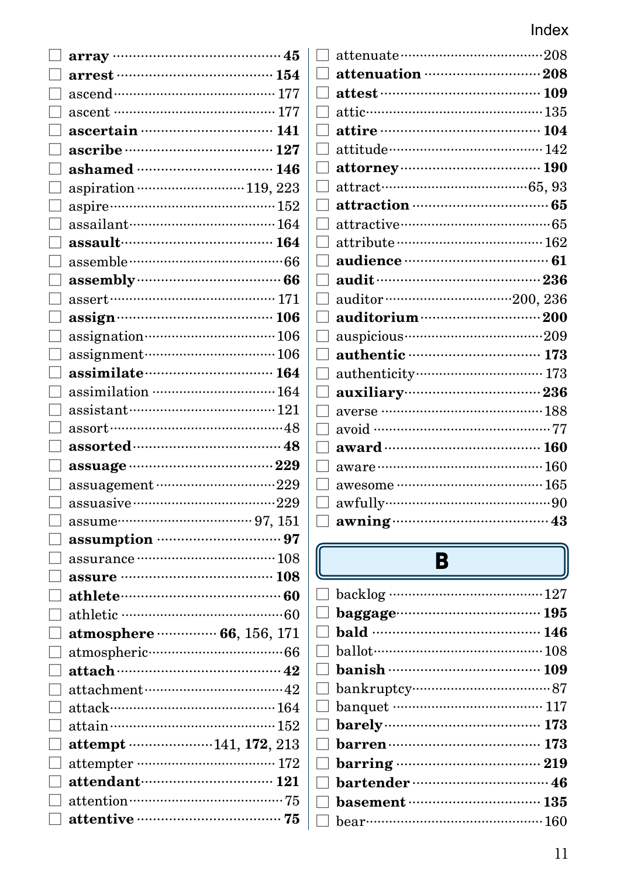- ☐ **array** ········ **45**
- ☐ **arrest** ········ **154**
- ☐ ascend ········ 177
- ☐ ascent ········ 177
- ☐ **ascertain** ········ **141**
- ☐ **ascribe** ········ **127**
- ☐ **ashamed** ········ **146**
- ☐ aspiration ········ 119, 223
- ☐ aspire ········ 152
- ☐ assailant ········ 164
- ☐ **assault** ········ **164**
- ☐ assemble ········ 66
- ☐ **assembly** ········ **66**
- ☐ assert ········ 171
- ☐ **assign** ········ **106**
- ☐ assignation ········ 106
- ☐ assignment ········ 106
- ☐ **assimilate** ········ **164**
- ☐ assimilation ········ 164
- ☐ assistant ········ 121
- ☐ assort ········ 48
- ☐ **assorted** ········ **48**
- ☐ **assuage** ········ **229**
- ☐ assuagement ········ 229
- ☐ assuasive ········ 229
- ☐ assume ········ 97, 151
- ☐ **assumption** ········ **97**
- ☐ assurance ········ 108
- ☐ **assure** ········ **108**
- ☐ **athlete** ········ **60**
- ☐ athletic ········ 60
- ☐ **atmosphere** ········ **66**, 156, 171
- ☐ atmospheric ········ 66
- ☐ **attach** ········ **42**
- ☐ attachment ········ 42
- ☐ attack ········ 164
- ☐ attain ········ 152
- ☐ **attempt** ········ 141, **172**, 213
- ☐ attempter ········ 172
- ☐ **attendant** ········ **121**
- ☐ attention ········ 75
- ☐ **attentive** ········ **75**
- ☐ attenuate ········ 208
- ☐ **attenuation** ········ **208**
- ☐ **attest** ········ **109**
- ☐ attic ········ 135
- ☐ **attire** ········ **104**
- ☐ attitude ········ 142
- ☐ **attorney** ········ **190**
- ☐ attract ········ 65, 93
- ☐ **attraction** ········ **65**
- ☐ attractive ········ 65
- ☐ attribute ········ 162
- ☐ **audience** ········ **61**
- ☐ **audit** ········ **236**
- ☐ auditor ········ 200, 236
- ☐ **auditorium** ········ **200**
- ☐ auspicious ········ 209
- ☐ **authentic** ········ **173**
- ☐ authenticity ········ 173
- ☐ **auxiliary** ········ **236**
- ☐ averse ········ 188
- ☐ avoid ········ 77
- ☐ **award** ········ **160**
- ☐ aware ········ 160
- ☐ awesome ········ 165
- ☐ awfully ········ 90
- ☐ **awning** ········ **43**

## B

- ☐ backlog ········ 127
- ☐ **baggage** ········ **195**
- ☐ **bald** ········ **146**
- ☐ ballot ········ 108
- ☐ **banish** ········ **109**
- ☐ bankruptcy ········ 87
- ☐ banquet ········ 117
- ☐ **barely** ········ **173**
- ☐ **barren** ········ **173**
- ☐ **barring** ········ **219**
- ☐ **bartender** ········ **46**
- ☐ **basement** ········ **135**
- ☐ bear ········ 160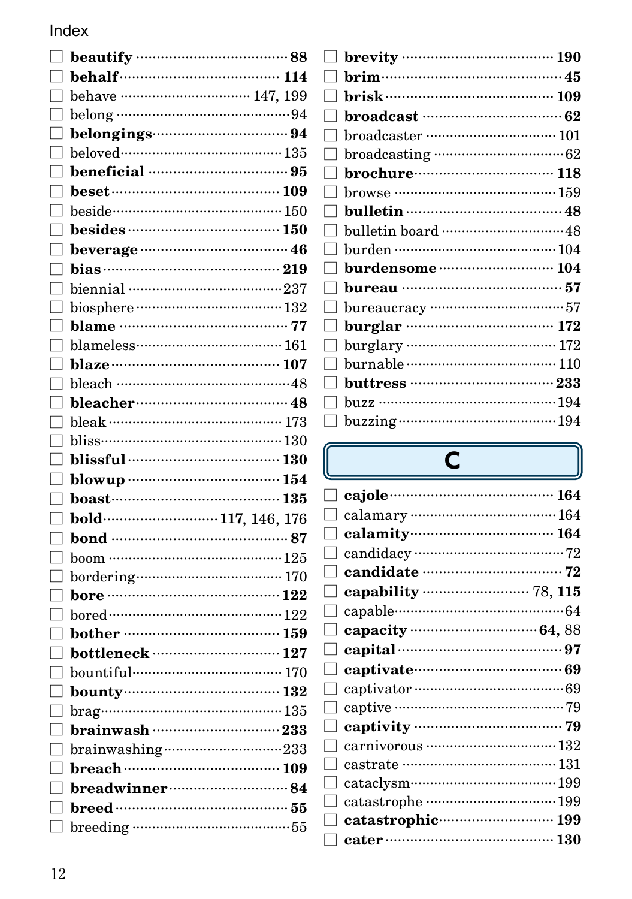# Index

- ☐ **beautify** ········ **88**
- ☐ **behalf** ········ **114**
- ☐ behave ········ 147, 199
- ☐ belong ········ 94
- ☐ **belongings** ········ **94**
- ☐ beloved ········ 135
- ☐ **beneficial** ········ **95**
- ☐ **beset** ········ **109**
- ☐ beside ········ 150
- ☐ **besides** ········ **150**
- ☐ **beverage** ········ **46**
- ☐ **bias** ········ **219**
- ☐ biennial ········ 237
- ☐ biosphere ········ 132
- ☐ **blame** ········ **77**
- ☐ blameless ········ 161
- ☐ **blaze** ········ **107**
- ☐ bleach ········ 48
- ☐ **bleacher** ········ **48**
- ☐ bleak ········ 173
- ☐ bliss ········ 130
- ☐ **blissful** ········ **130**
- ☐ **blowup** ········ **154**
- ☐ **boast** ········ **135**
- ☐ **bold** ········ **117**, 146, 176
- ☐ **bond** ········ **87**
- ☐ boom ········ 125
- ☐ bordering ········ 170
- ☐ **bore** ········ **122**
- ☐ bored ········ 122
- ☐ **bother** ········ **159**
- ☐ **bottleneck** ········ **127**
- ☐ bountiful ········ 170
- ☐ **bounty** ········ **132**
- ☐ brag ········ 135
- ☐ **brainwash** ········ **233**
- ☐ brainwashing ········ 233
- ☐ **breach** ········ **109**
- ☐ **breadwinner** ········ **84**
- ☐ **breed** ········ **55**
- ☐ breeding ········ 55
- ☐ **brevity** ········ **190**
- ☐ **brim** ········ **45**
- ☐ **brisk** ········ **109**
- ☐ **broadcast** ········ **62**
- ☐ broadcaster ········ 101
- ☐ broadcasting ········ 62
- ☐ **brochure** ········ **118**
- ☐ browse ········ 159
- ☐ **bulletin** ········ **48**
- ☐ bulletin board ········ 48
- ☐ burden ········ 104
- ☐ **burdensome** ········ **104**
- ☐ **bureau** ········ **57**
- ☐ bureaucracy ········ 57
- ☐ **burglar** ········ **172**
- ☐ burglary ········ 172
- ☐ burnable ········ 110
- ☐ **buttress** ········ **233**
- ☐ buzz ········ 194
- ☐ buzzing ········ 194

## C

- ☐ **cajole** ········ **164**
- ☐ calamary ········ 164
- ☐ **calamity** ········ **164**
- ☐ candidacy ········ 72
- ☐ **candidate** ········ **72**
- ☐ **capability** ········ 78, **115**
- ☐ capable ········ 64
- ☐ **capacity** ········ **64**, 88
- ☐ **capital** ········ **97**
- ☐ **captivate** ········ **69**
- ☐ captivator ········ 69
- ☐ captive ········ 79
- ☐ **captivity** ········ **79**
- ☐ carnivorous ········ 132
- ☐ castrate ········ 131
- ☐ cataclysm ········ 199
- ☐ catastrophe ········ 199
- ☐ **catastrophic** ········ **199**
- ☐ **cater** ········ **130**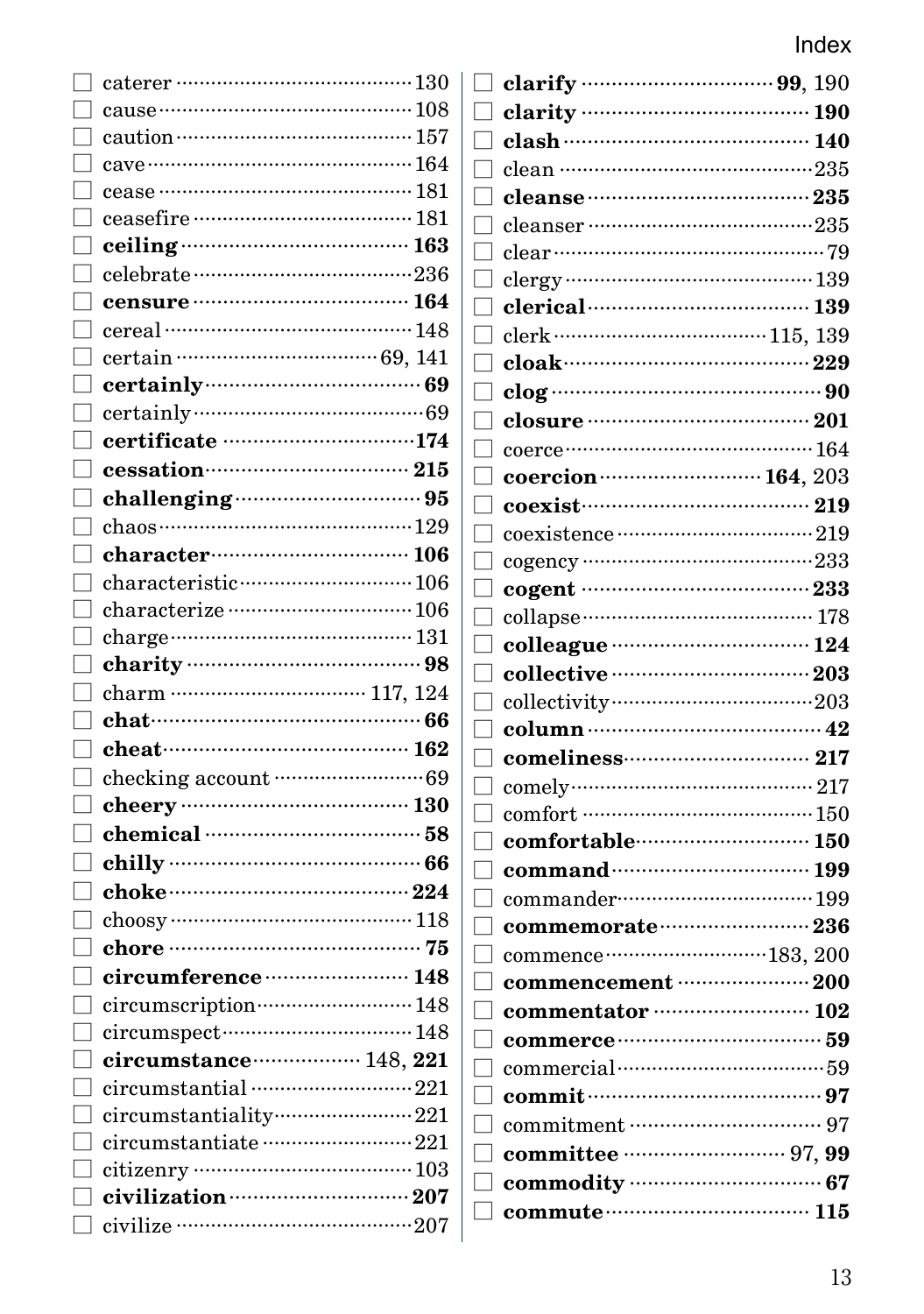# Index

- ☐ caterer ········· 130
- ☐ cause ········· 108
- ☐ caution ········· 157
- ☐ cave ········· 164
- ☐ cease ········· 181
- ☐ ceasefire ········· 181
- ☐ **ceiling** ········· **163**
- ☐ celebrate ········· 236
- ☐ **censure** ········· **164**
- ☐ cereal ········· 148
- ☐ certain ········· 69, 141
- ☐ **certainly** ········· **69**
- ☐ certainly ········· 69
- ☐ **certificate** ········· **174**
- ☐ **cessation** ········· **215**
- ☐ **challenging** ········· **95**
- ☐ chaos ········· 129
- ☐ **character** ········· **106**
- ☐ characteristic ········· 106
- ☐ characterize ········· 106
- ☐ charge ········· 131
- ☐ **charity** ········· **98**
- ☐ charm ········· 117, 124
- ☐ **chat** ········· **66**
- ☐ **cheat** ········· **162**
- ☐ checking account ········· 69
- ☐ **cheery** ········· **130**
- ☐ **chemical** ········· **58**
- ☐ **chilly** ········· **66**
- ☐ **choke** ········· **224**
- ☐ choosy ········· 118
- ☐ **chore** ········· **75**
- ☐ **circumference** ········· **148**
- ☐ circumscription ········· 148
- ☐ circumspect ········· 148
- ☐ **circumstance** ········· 148, **221**
- ☐ circumstantial ········· 221
- ☐ circumstantiality ········· 221
- ☐ circumstantiate ········· 221
- ☐ citizenry ········· 103
- ☐ **civilization** ········· **207**
- ☐ civilize ········· 207
- ☐ **clarify** ········· **99**, 190
- ☐ **clarity** ········· **190**
- ☐ **clash** ········· **140**
- ☐ clean ········· 235
- ☐ **cleanse** ········· **235**
- ☐ cleanser ········· 235
- ☐ clear ········· 79
- ☐ clergy ········· 139
- ☐ **clerical** ········· **139**
- ☐ clerk ········· 115, 139
- ☐ **cloak** ········· **229**
- ☐ **clog** ········· **90**
- ☐ **closure** ········· **201**
- ☐ coerce ········· 164
- ☐ **coercion** ········· **164**, 203
- ☐ **coexist** ········· **219**
- ☐ coexistence ········· 219
- ☐ cogency ········· 233
- ☐ **cogent** ········· **233**
- ☐ collapse ········· 178
- ☐ **colleague** ········· **124**
- ☐ **collective** ········· **203**
- ☐ collectivity ········· 203
- ☐ **column** ········· **42**
- ☐ **comeliness** ········· **217**
- ☐ comely ········· 217
- ☐ comfort ········· 150
- ☐ **comfortable** ········· **150**
- ☐ **command** ········· **199**
- ☐ commander ········· 199
- ☐ **commemorate** ········· **236**
- ☐ commence ········· 183, 200
- ☐ **commencement** ········· **200**
- ☐ **commentator** ········· **102**
- ☐ **commerce** ········· **59**
- ☐ commercial ········· 59
- ☐ **commit** ········· **97**
- ☐ commitment ········· 97
- ☐ **committee** ········· 97, **99**
- ☐ **commodity** ········· **67**
- ☐ **commute** ········· **115**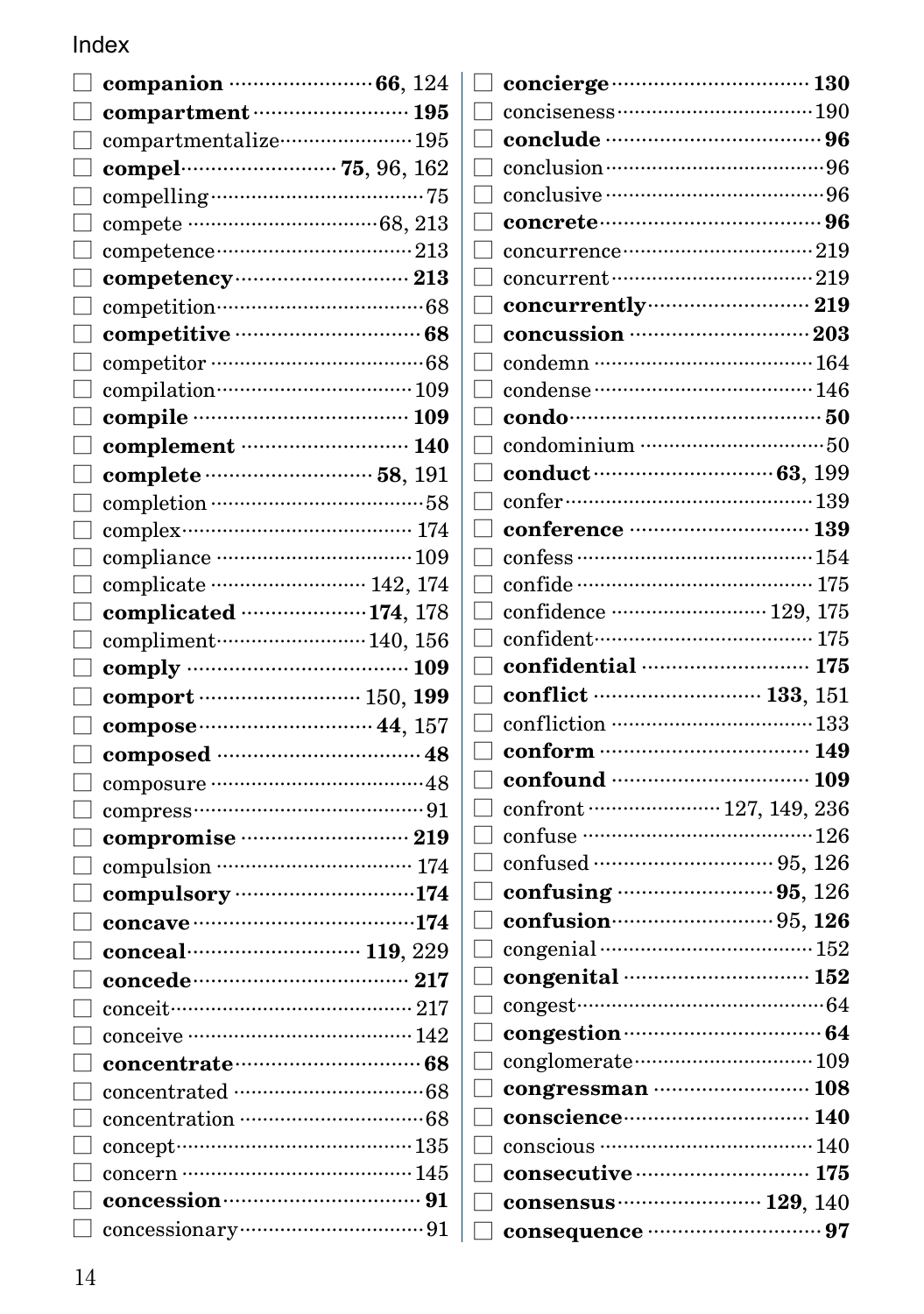Index

- ☐ **companion** ········ **66**, 124
- ☐ **compartment** ········ **195**
- ☐ compartmentalize ········ 195
- ☐ **compel** ········ **75**, 96, 162
- ☐ compelling ········ 75
- ☐ compete ········ 68, 213
- ☐ competence ········ 213
- ☐ **competency** ········ **213**
- ☐ competition ········ 68
- ☐ **competitive** ········ **68**
- ☐ competitor ········ 68
- ☐ compilation ········ 109
- ☐ **compile** ········ **109**
- ☐ **complement** ········ **140**
- ☐ **complete** ········ **58**, 191
- ☐ completion ········ 58
- ☐ complex ········ 174
- ☐ compliance ········ 109
- ☐ complicate ········ 142, 174
- ☐ **complicated** ········ **174**, 178
- ☐ compliment ········ 140, 156
- ☐ **comply** ········ **109**
- ☐ **comport** ········ 150, **199**
- ☐ **compose** ········ **44**, 157
- ☐ **composed** ········ **48**
- ☐ composure ········ 48
- ☐ compress ········ 91
- ☐ **compromise** ········ **219**
- ☐ compulsion ········ 174
- ☐ **compulsory** ········ **174**
- ☐ **concave** ········ **174**
- ☐ **conceal** ········ **119**, 229
- ☐ **concede** ········ **217**
- ☐ conceit ········ 217
- ☐ conceive ········ 142
- ☐ **concentrate** ········ **68**
- ☐ concentrated ········ 68
- ☐ concentration ········ 68
- ☐ concept ········ 135
- ☐ concern ········ 145
- ☐ **concession** ········ **91**
- ☐ concessionary ········ 91
- ☐ **concierge** ········ **130**
- ☐ conciseness ········ 190
- ☐ **conclude** ········ **96**
- ☐ conclusion ········ 96
- ☐ conclusive ········ 96
- ☐ **concrete** ········ **96**
- ☐ concurrence ········ 219
- ☐ concurrent ········ 219
- ☐ **concurrently** ········ **219**
- ☐ **concussion** ········ **203**
- ☐ condemn ········ 164
- ☐ condense ········ 146
- ☐ **condo** ········ **50**
- ☐ condominium ········ 50
- ☐ **conduct** ········ **63**, 199
- ☐ confer ········ 139
- ☐ **conference** ········ **139**
- ☐ confess ········ 154
- ☐ confide ········ 175
- ☐ confidence ········ 129, 175
- ☐ confident ········ 175
- ☐ **confidential** ········ **175**
- ☐ **conflict** ········ **133**, 151
- ☐ confliction ········ 133
- ☐ **conform** ········ **149**
- ☐ **confound** ········ **109**
- ☐ confront ········ 127, 149, 236
- ☐ confuse ········ 126
- ☐ confused ········ 95, 126
- ☐ **confusing** ········ **95**, 126
- ☐ **confusion** ········ 95, **126**
- ☐ congenial ········ 152
- ☐ **congenital** ········ **152**
- ☐ congest ········ 64
- ☐ **congestion** ········ **64**
- ☐ conglomerate ········ 109
- ☐ **congressman** ········ **108**
- ☐ **conscience** ········ **140**
- ☐ conscious ········ 140
- ☐ **consecutive** ········ **175**
- ☐ **consensus** ········ **129**, 140
- ☐ **consequence** ········ **97**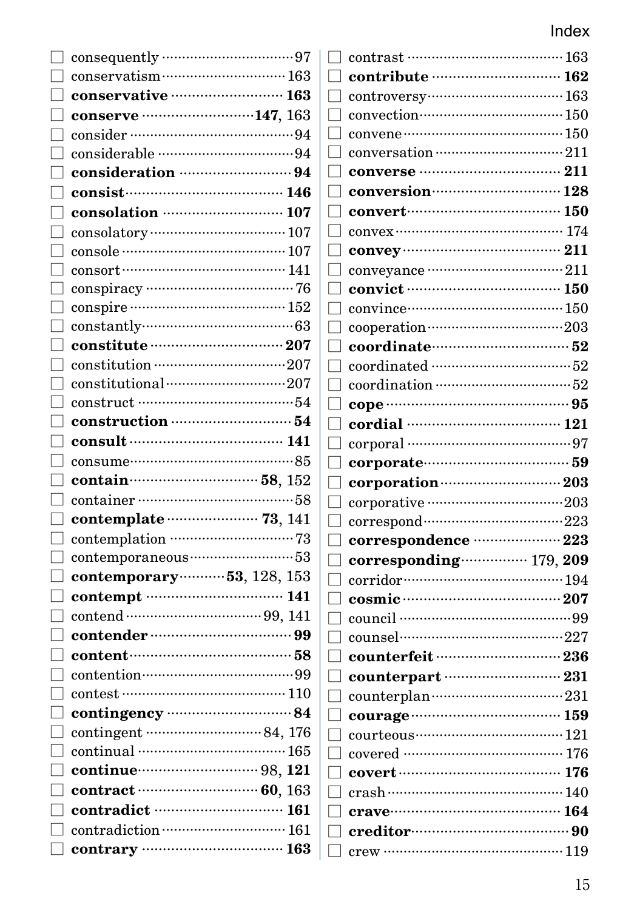- ☐ consequently ··· 97
- ☐ conservatism ··· 163
- ☐ **conservative** ··· **163**
- ☐ **conserve** ··· **147**, 163
- ☐ consider ··· 94
- ☐ considerable ··· 94
- ☐ **consideration** ··· **94**
- ☐ **consist** ··· **146**
- ☐ **consolation** ··· **107**
- ☐ consolatory ··· 107
- ☐ console ··· 107
- ☐ consort ··· 141
- ☐ conspiracy ··· 76
- ☐ conspire ··· 152
- ☐ constantly ··· 63
- ☐ **constitute** ··· **207**
- ☐ constitution ··· 207
- ☐ constitutional ··· 207
- ☐ construct ··· 54
- ☐ **construction** ··· **54**
- ☐ **consult** ··· **141**
- ☐ consume ··· 85
- ☐ **contain** ··· **58**, 152
- ☐ container ··· 58
- ☐ **contemplate** ··· **73**, 141
- ☐ contemplation ··· 73
- ☐ contemporaneous ··· 53
- ☐ **contemporary** ··· **53**, 128, 153
- ☐ **contempt** ··· **141**
- ☐ contend ··· 99, 141
- ☐ **contender** ··· **99**
- ☐ **content** ··· **58**
- ☐ contention ··· 99
- ☐ contest ··· 110
- ☐ **contingency** ··· **84**
- ☐ contingent ··· 84, 176
- ☐ continual ··· 165
- ☐ **continue** ··· 98, **121**
- ☐ **contract** ··· **60**, 163
- ☐ **contradict** ··· **161**
- ☐ contradiction ··· 161
- ☐ **contrary** ··· **163**
- ☐ contrast ··· 163
- ☐ **contribute** ··· **162**
- ☐ controversy ··· 163
- ☐ convection ··· 150
- ☐ convene ··· 150
- ☐ conversation ··· 211
- ☐ **converse** ··· **211**
- ☐ **conversion** ··· **128**
- ☐ **convert** ··· **150**
- ☐ convex ··· 174
- ☐ **convey** ··· **211**
- ☐ conveyance ··· 211
- ☐ **convict** ··· **150**
- ☐ convince ··· 150
- ☐ cooperation ··· 203
- ☐ **coordinate** ··· **52**
- ☐ coordinated ··· 52
- ☐ coordination ··· 52
- ☐ **cope** ··· **95**
- ☐ **cordial** ··· **121**
- ☐ corporal ··· 97
- ☐ **corporate** ··· **59**
- ☐ **corporation** ··· **203**
- ☐ corporative ··· 203
- ☐ correspond ··· 223
- ☐ **correspondence** ··· **223**
- ☐ **corresponding** ··· 179, **209**
- ☐ corridor ··· 194
- ☐ **cosmic** ··· **207**
- ☐ council ··· 99
- ☐ counsel ··· 227
- ☐ **counterfeit** ··· **236**
- ☐ **counterpart** ··· **231**
- ☐ counterplan ··· 231
- ☐ **courage** ··· **159**
- ☐ courteous ··· 121
- ☐ covered ··· 176
- ☐ **covert** ··· **176**
- ☐ crash ··· 140
- ☐ **crave** ··· **164**
- ☐ **creditor** ··· **90**
- ☐ crew ··· 119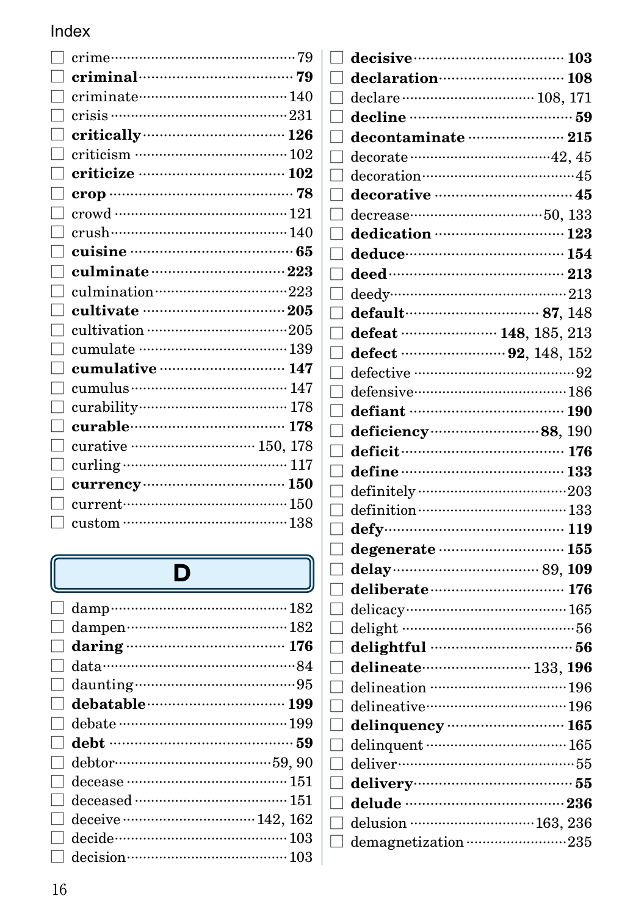- ☐ crime ... 79
- ☐ **criminal** ... **79**
- ☐ criminate ... 140
- ☐ crisis ... 231
- ☐ **critically** ... **126**
- ☐ criticism ... 102
- ☐ **criticize** ... **102**
- ☐ **crop** ... **78**
- ☐ crowd ... 121
- ☐ crush ... 140
- ☐ **cuisine** ... **65**
- ☐ **culminate** ... **223**
- ☐ culmination ... 223
- ☐ **cultivate** ... **205**
- ☐ cultivation ... 205
- ☐ cumulate ... 139
- ☐ **cumulative** ... **147**
- ☐ cumulus ... 147
- ☐ curability ... 178
- ☐ **curable** ... **178**
- ☐ curative ... 150, 178
- ☐ curling ... 117
- ☐ **currency** ... **150**
- ☐ current ... 150
- ☐ custom ... 138

## D

- ☐ damp ... 182
- ☐ dampen ... 182
- ☐ **daring** ... **176**
- ☐ data ... 84
- ☐ daunting ... 95
- ☐ **debatable** ... **199**
- ☐ debate ... 199
- ☐ **debt** ... **59**
- ☐ debtor ... 59, 90
- ☐ decease ... 151
- ☐ deceased ... 151
- ☐ deceive ... 142, 162
- ☐ decide ... 103
- ☐ decision ... 103
- ☐ **decisive** ... **103**
- ☐ **declaration** ... **108**
- ☐ declare ... 108, 171
- ☐ **decline** ... **59**
- ☐ **decontaminate** ... **215**
- ☐ decorate ... 42, 45
- ☐ decoration ... 45
- ☐ **decorative** ... **45**
- ☐ decrease ... 50, 133
- ☐ **dedication** ... **123**
- ☐ **deduce** ... **154**
- ☐ **deed** ... **213**
- ☐ deedy ... 213
- ☐ **default** ... **87**, 148
- ☐ **defeat** ... **148**, 185, 213
- ☐ **defect** ... **92**, 148, 152
- ☐ defective ... 92
- ☐ defensive ... 186
- ☐ **defiant** ... **190**
- ☐ **deficiency** ... **88**, 190
- ☐ **deficit** ... **176**
- ☐ **define** ... **133**
- ☐ definitely ... 203
- ☐ definition ... 133
- ☐ **defy** ... **119**
- ☐ **degenerate** ... **155**
- ☐ **delay** ... 89, **109**
- ☐ **deliberate** ... **176**
- ☐ delicacy ... 165
- ☐ delight ... 56
- ☐ **delightful** ... **56**
- ☐ **delineate** ... 133, **196**
- ☐ delineation ... 196
- ☐ delineative ... 196
- ☐ **delinquency** ... **165**
- ☐ delinquent ... 165
- ☐ deliver ... 55
- ☐ **delivery** ... **55**
- ☐ **delude** ... **236**
- ☐ delusion ... 163, 236
- ☐ demagnetization ... 235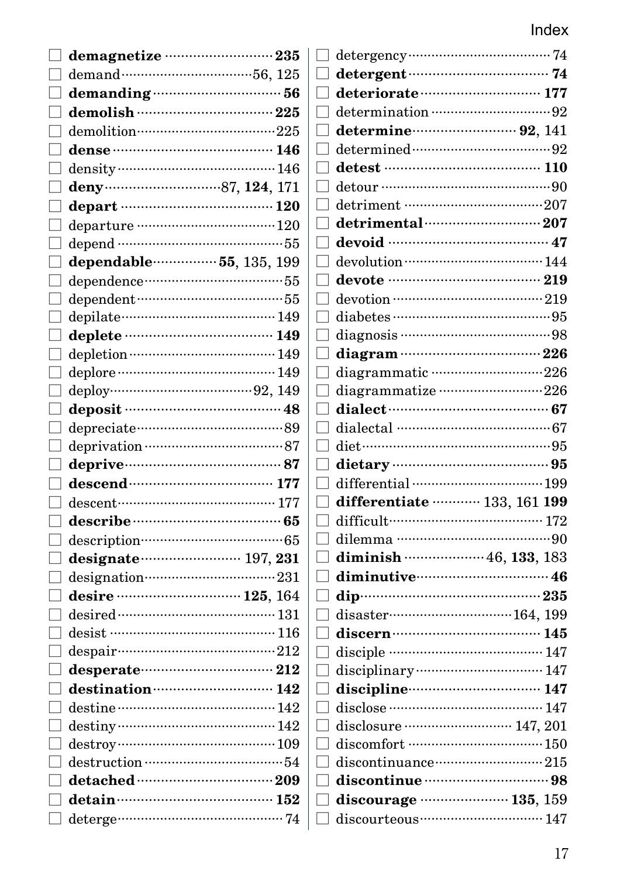# Index

- ☐ **demagnetize** ··· **235**
- ☐ demand ··· 56, 125
- ☐ **demanding** ··· **56**
- ☐ **demolish** ··· **225**
- ☐ demolition ··· 225
- ☐ **dense** ··· **146**
- ☐ density ··· 146
- ☐ **deny** ··· 87, **124**, 171
- ☐ **depart** ··· **120**
- ☐ departure ··· 120
- ☐ depend ··· 55
- ☐ **dependable** ··· **55**, 135, 199
- ☐ dependence ··· 55
- ☐ dependent ··· 55
- ☐ depilate ··· 149
- ☐ **deplete** ··· **149**
- ☐ depletion ··· 149
- ☐ deplore ··· 149
- ☐ deploy ··· 92, 149
- ☐ **deposit** ··· **48**
- ☐ depreciate ··· 89
- ☐ deprivation ··· 87
- ☐ **deprive** ··· **87**
- ☐ **descend** ··· **177**
- ☐ descent ··· 177
- ☐ **describe** ··· **65**
- ☐ description ··· 65
- ☐ **designate** ··· 197, **231**
- ☐ designation ··· 231
- ☐ **desire** ··· **125**, 164
- ☐ desired ··· 131
- ☐ desist ··· 116
- ☐ despair ··· 212
- ☐ **desperate** ··· **212**
- ☐ **destination** ··· **142**
- ☐ destine ··· 142
- ☐ destiny ··· 142
- ☐ destroy ··· 109
- ☐ destruction ··· 54
- ☐ **detached** ··· **209**
- ☐ **detain** ··· **152**
- ☐ deterge ··· 74
- ☐ detergency ··· 74
- ☐ **detergent** ··· **74**
- ☐ **deteriorate** ··· **177**
- ☐ determination ··· 92
- ☐ **determine** ··· **92**, 141
- ☐ determined ··· 92
- ☐ **detest** ··· **110**
- ☐ detour ··· 90
- ☐ detriment ··· 207
- ☐ **detrimental** ··· **207**
- ☐ **devoid** ··· **47**
- ☐ devolution ··· 144
- ☐ **devote** ··· **219**
- ☐ devotion ··· 219
- ☐ diabetes ··· 95
- ☐ diagnosis ··· 98
- ☐ **diagram** ··· **226**
- ☐ diagrammatic ··· 226
- ☐ diagrammatize ··· 226
- ☐ **dialect** ··· **67**
- ☐ dialectal ··· 67
- ☐ diet ··· 95
- ☐ **dietary** ··· **95**
- ☐ differential ··· 199
- ☐ **differentiate** ··· 133, 161 **199**
- ☐ difficult ··· 172
- ☐ dilemma ··· 90
- ☐ **diminish** ··· 46, **133**, 183
- ☐ **diminutive** ··· **46**
- ☐ **dip** ··· **235**
- ☐ disaster ··· 164, 199
- ☐ **discern** ··· **145**
- ☐ disciple ··· 147
- ☐ disciplinary ··· 147
- ☐ **discipline** ··· **147**
- ☐ disclose ··· 147
- ☐ disclosure ··· 147, 201
- ☐ discomfort ··· 150
- ☐ discontinuance ··· 215
- ☐ **discontinue** ··· **98**
- ☐ **discourage** ··· **135**, 159
- ☐ discourteous ··· 147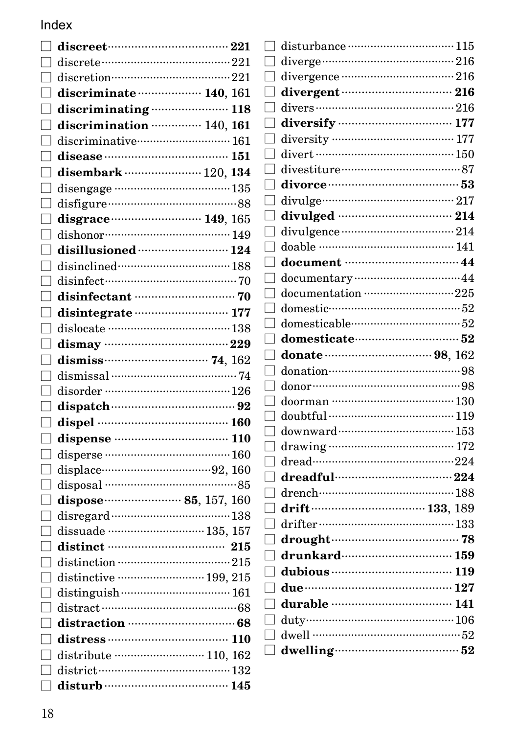Index

- ☐ **discreet** ··· **221**
- ☐ discrete ··· 221
- ☐ discretion ··· 221
- ☐ **discriminate** ··· **140**, 161
- ☐ **discriminating** ··· **118**
- ☐ **discrimination** ··· 140, **161**
- ☐ discriminative ··· 161
- ☐ **disease** ··· **151**
- ☐ **disembark** ··· 120, **134**
- ☐ disengage ··· 135
- ☐ disfigure ··· 88
- ☐ **disgrace** ··· **149**, 165
- ☐ dishonor ··· 149
- ☐ **disillusioned** ··· **124**
- ☐ disinclined ··· 188
- ☐ disinfect ··· 70
- ☐ **disinfectant** ··· **70**
- ☐ **disintegrate** ··· **177**
- ☐ dislocate ··· 138
- ☐ **dismay** ··· **229**
- ☐ **dismiss** ··· **74**, 162
- ☐ dismissal ··· 74
- ☐ disorder ··· 126
- ☐ **dispatch** ··· **92**
- ☐ **dispel** ··· **160**
- ☐ **dispense** ··· **110**
- ☐ disperse ··· 160
- ☐ displace ··· 92, 160
- ☐ disposal ··· 85
- ☐ **dispose** ··· **85**, 157, 160
- ☐ disregard ··· 138
- ☐ dissuade ··· 135, 157
- ☐ **distinct** ··· **215**
- ☐ distinction ··· 215
- ☐ distinctive ··· 199, 215
- ☐ distinguish ··· 161
- ☐ distract ··· 68
- ☐ **distraction** ··· **68**
- ☐ **distress** ··· **110**
- ☐ distribute ··· 110, 162
- ☐ district ··· 132
- ☐ **disturb** ··· **145**
- ☐ disturbance ··· 115
- ☐ diverge ··· 216
- ☐ divergence ··· 216
- ☐ **divergent** ··· **216**
- ☐ divers ··· 216
- ☐ **diversify** ··· **177**
- ☐ diversity ··· 177
- ☐ divert ··· 150
- ☐ divestiture ··· 87
- ☐ **divorce** ··· **53**
- ☐ divulge ··· 217
- ☐ **divulged** ··· **214**
- ☐ divulgence ··· 214
- ☐ doable ··· 141
- ☐ **document** ··· **44**
- ☐ documentary ··· 44
- ☐ documentation ··· 225
- ☐ domestic ··· 52
- ☐ domesticable ··· 52
- ☐ **domesticate** ··· **52**
- ☐ **donate** ··· **98**, 162
- ☐ donation ··· 98
- ☐ donor ··· 98
- ☐ doorman ··· 130
- ☐ doubtful ··· 119
- ☐ downward ··· 153
- ☐ drawing ··· 172
- ☐ dread ··· 224
- ☐ **dreadful** ··· **224**
- ☐ drench ··· 188
- ☐ **drift** ··· **133**, 189
- ☐ drifter ··· 133
- ☐ **drought** ··· **78**
- ☐ **drunkard** ··· **159**
- ☐ **dubious** ··· **119**
- ☐ **due** ··· **127**
- ☐ **durable** ··· **141**
- ☐ duty ··· 106
- ☐ dwell ··· 52
- ☐ **dwelling** ··· **52**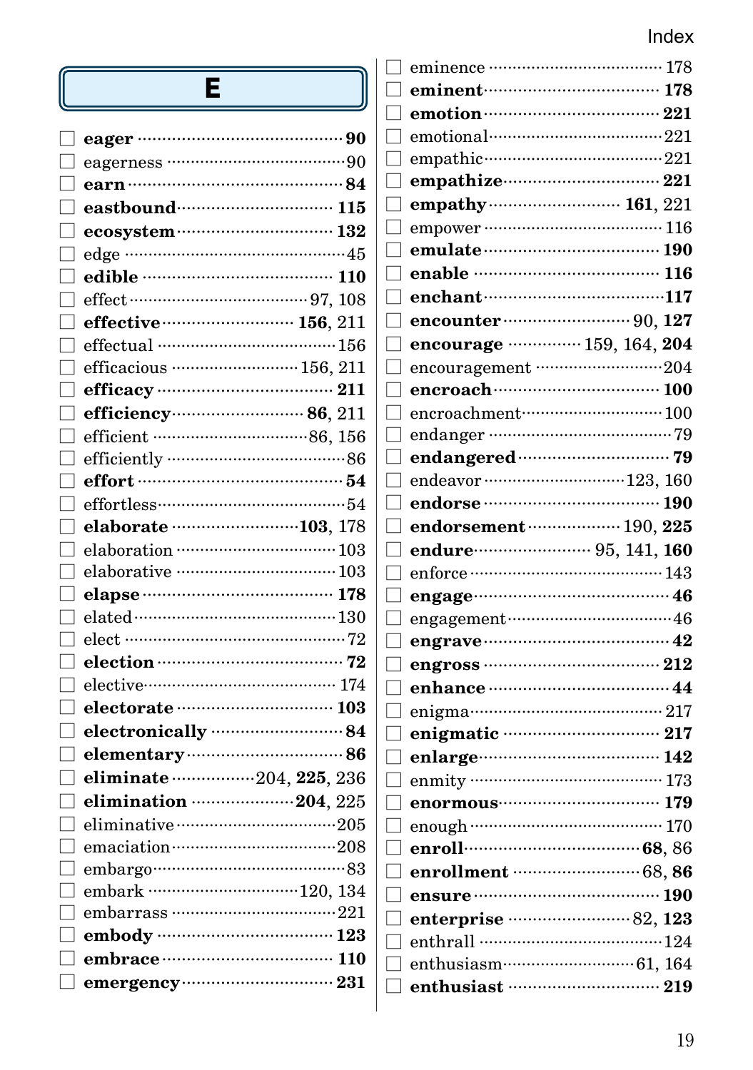# E

- ☐ **eager** ········· **90**
- ☐ eagerness ········· 90
- ☐ **earn** ········· **84**
- ☐ **eastbound** ········· **115**
- ☐ **ecosystem** ········· **132**
- ☐ edge ········· 45
- ☐ **edible** ········· **110**
- ☐ effect ········· 97, 108
- ☐ **effective** ········· **156**, 211
- ☐ effectual ········· 156
- ☐ efficacious ········· 156, 211
- ☐ **efficacy** ········· **211**
- ☐ **efficiency** ········· **86**, 211
- ☐ efficient ········· 86, 156
- ☐ efficiently ········· 86
- ☐ **effort** ········· **54**
- ☐ effortless ········· 54
- ☐ **elaborate** ········· **103**, 178
- ☐ elaboration ········· 103
- ☐ elaborative ········· 103
- ☐ **elapse** ········· **178**
- ☐ elated ········· 130
- ☐ elect ········· 72
- ☐ **election** ········· **72**
- ☐ elective ········· 174
- ☐ **electorate** ········· **103**
- ☐ **electronically** ········· **84**
- ☐ **elementary** ········· **86**
- ☐ **eliminate** ········· 204, **225**, 236
- ☐ **elimination** ········· **204**, 225
- ☐ eliminative ········· 205
- ☐ emaciation ········· 208
- ☐ embargo ········· 83
- ☐ embark ········· 120, 134
- ☐ embarrass ········· 221
- ☐ **embody** ········· **123**
- ☐ **embrace** ········· **110**
- ☐ **emergency** ········· **231**
- ☐ eminence ········· 178
- ☐ **eminent** ········· **178**
- ☐ **emotion** ········· **221**
- ☐ emotional ········· 221
- ☐ empathic ········· 221
- ☐ **empathize** ········· **221**
- ☐ **empathy** ········· **161**, 221
- ☐ empower ········· 116
- ☐ **emulate** ········· **190**
- ☐ **enable** ········· **116**
- ☐ **enchant** ········· **117**
- ☐ **encounter** ········· 90, **127**
- ☐ **encourage** ········· 159, 164, **204**
- ☐ encouragement ········· 204
- ☐ **encroach** ········· **100**
- ☐ encroachment ········· 100
- ☐ endanger ········· 79
- ☐ **endangered** ········· **79**
- ☐ endeavor ········· 123, 160
- ☐ **endorse** ········· **190**
- ☐ **endorsement** ········· 190, **225**
- ☐ **endure** ········· 95, 141, **160**
- ☐ enforce ········· 143
- ☐ **engage** ········· **46**
- ☐ engagement ········· 46
- ☐ **engrave** ········· **42**
- ☐ **engross** ········· **212**
- ☐ **enhance** ········· **44**
- ☐ enigma ········· 217
- ☐ **enigmatic** ········· **217**
- ☐ **enlarge** ········· **142**
- ☐ enmity ········· 173
- ☐ **enormous** ········· **179**
- ☐ enough ········· 170
- ☐ **enroll** ········· **68**, 86
- ☐ **enrollment** ········· 68, **86**
- ☐ **ensure** ········· **190**
- ☐ **enterprise** ········· 82, **123**
- ☐ enthrall ········· 124
- ☐ enthusiasm ········· 61, 164
- ☐ **enthusiast** ········· **219**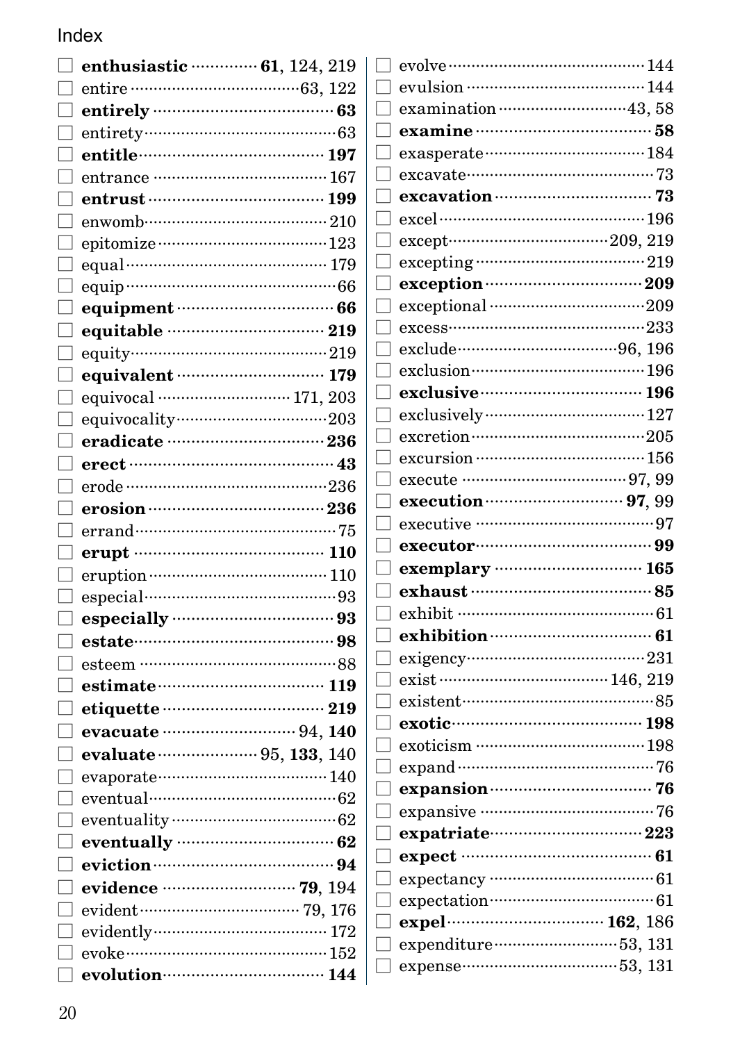# Index

- ☐ **enthusiastic** ……… **61**, 124, 219
- ☐ entire ……… 63, 122
- ☐ **entirely** ……… **63**
- ☐ entirety ……… 63
- ☐ **entitle** ……… **197**
- ☐ entrance ……… 167
- ☐ **entrust** ……… **199**
- ☐ enwomb ……… 210
- ☐ epitomize ……… 123
- ☐ equal ……… 179
- ☐ equip ……… 66
- ☐ **equipment** ……… **66**
- ☐ **equitable** ……… **219**
- ☐ equity ……… 219
- ☐ **equivalent** ……… **179**
- ☐ equivocal ……… 171, 203
- ☐ equivocality ……… 203
- ☐ **eradicate** ……… **236**
- ☐ **erect** ……… **43**
- ☐ erode ……… 236
- ☐ **erosion** ……… **236**
- ☐ errand ……… 75
- ☐ **erupt** ……… **110**
- ☐ eruption ……… 110
- ☐ especial ……… 93
- ☐ **especially** ……… **93**
- ☐ **estate** ……… **98**
- ☐ esteem ……… 88
- ☐ **estimate** ……… **119**
- ☐ **etiquette** ……… **219**
- ☐ **evacuate** ……… 94, **140**
- ☐ **evaluate** ……… 95, **133**, 140
- ☐ evaporate ……… 140
- ☐ eventual ……… 62
- ☐ eventuality ……… 62
- ☐ **eventually** ……… **62**
- ☐ **eviction** ……… **94**
- ☐ **evidence** ……… **79**, 194
- ☐ evident ……… 79, 176
- ☐ evidently ……… 172
- ☐ evoke ……… 152
- ☐ **evolution** ……… **144**
- ☐ evolve ……… 144
- ☐ evulsion ……… 144
- ☐ examination ……… 43, 58
- ☐ **examine** ……… **58**
- ☐ exasperate ……… 184
- ☐ excavate ……… 73
- ☐ **excavation** ……… **73**
- ☐ excel ……… 196
- ☐ except ……… 209, 219
- ☐ excepting ……… 219
- ☐ **exception** ……… **209**
- ☐ exceptional ……… 209
- ☐ excess ……… 233
- ☐ exclude ……… 96, 196
- ☐ exclusion ……… 196
- ☐ **exclusive** ……… **196**
- ☐ exclusively ……… 127
- ☐ excretion ……… 205
- ☐ excursion ……… 156
- ☐ execute ……… 97, 99
- ☐ **execution** ……… **97**, 99
- ☐ executive ……… 97
- ☐ **executor** ……… **99**
- ☐ **exemplary** ……… **165**
- ☐ **exhaust** ……… **85**
- ☐ exhibit ……… 61
- ☐ **exhibition** ……… **61**
- ☐ exigency ……… 231
- ☐ exist ……… 146, 219
- ☐ existent ……… 85
- ☐ **exotic** ……… **198**
- ☐ exoticism ……… 198
- ☐ expand ……… 76
- ☐ **expansion** ……… **76**
- ☐ expansive ……… 76
- ☐ **expatriate** ……… **223**
- ☐ **expect** ……… **61**
- ☐ expectancy ……… 61
- ☐ expectation ……… 61
- ☐ **expel** ……… **162**, 186
- ☐ expenditure ……… 53, 131
- ☐ expense ……… 53, 131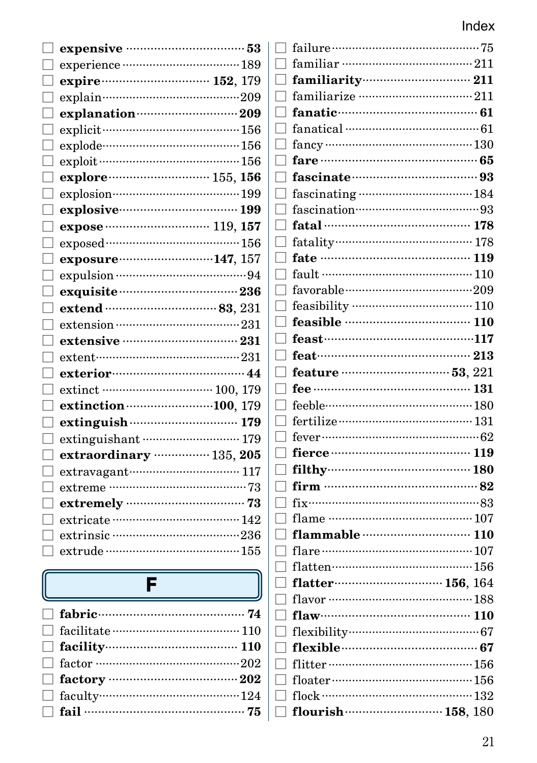- ☐ **expensive** ··· **53**
- ☐ experience ··· 189
- ☐ **expire** ··· **152**, 179
- ☐ explain ··· 209
- ☐ **explanation** ··· **209**
- ☐ explicit ··· 156
- ☐ explode ··· 156
- ☐ exploit ··· 156
- ☐ **explore** ··· 155, **156**
- ☐ explosion ··· 199
- ☐ **explosive** ··· **199**
- ☐ **expose** ··· 119, **157**
- ☐ exposed ··· 156
- ☐ **exposure** ··· **147**, 157
- ☐ expulsion ··· 94
- ☐ **exquisite** ··· **236**
- ☐ **extend** ··· **83**, 231
- ☐ extension ··· 231
- ☐ **extensive** ··· **231**
- ☐ extent ··· 231
- ☐ **exterior** ··· **44**
- ☐ extinct ··· 100, 179
- ☐ **extinction** ··· **100**, 179
- ☐ **extinguish** ··· **179**
- ☐ extinguishant ··· 179
- ☐ **extraordinary** ··· 135, **205**
- ☐ extravagant ··· 117
- ☐ extreme ··· 73
- ☐ **extremely** ··· **73**
- ☐ extricate ··· 142
- ☐ extrinsic ··· 236
- ☐ extrude ··· 155

## F

- ☐ **fabric** ··· **74**
- ☐ facilitate ··· 110
- ☐ **facility** ··· **110**
- ☐ factor ··· 202
- ☐ **factory** ··· **202**
- ☐ faculty ··· 124
- ☐ **fail** ··· **75**
- ☐ failure ··· 75
- ☐ familiar ··· 211
- ☐ **familiarity** ··· **211**
- ☐ familiarize ··· 211
- ☐ **fanatic** ··· **61**
- ☐ fanatical ··· 61
- ☐ fancy ··· 130
- ☐ **fare** ··· **65**
- ☐ **fascinate** ··· **93**
- ☐ fascinating ··· 184
- ☐ fascination ··· 93
- ☐ **fatal** ··· **178**
- ☐ fatality ··· 178
- ☐ **fate** ··· **119**
- ☐ fault ··· 110
- ☐ favorable ··· 209
- ☐ feasibility ··· 110
- ☐ **feasible** ··· **110**
- ☐ **feast** ··· **117**
- ☐ **feat** ··· **213**
- ☐ **feature** ··· **53**, 221
- ☐ **fee** ··· **131**
- ☐ feeble ··· 180
- ☐ fertilize ··· 131
- ☐ fever ··· 62
- ☐ **fierce** ··· **119**
- ☐ **filthy** ··· **180**
- ☐ **firm** ··· **82**
- ☐ fix ··· 83
- ☐ flame ··· 107
- ☐ **flammable** ··· **110**
- ☐ flare ··· 107
- ☐ flatten ··· 156
- ☐ **flatter** ··· **156**, 164
- ☐ flavor ··· 188
- ☐ **flaw** ··· **110**
- ☐ flexibility ··· 67
- ☐ **flexible** ··· **67**
- ☐ flitter ··· 156
- ☐ floater ··· 156
- ☐ flock ··· 132
- ☐ **flourish** ··· **158**, 180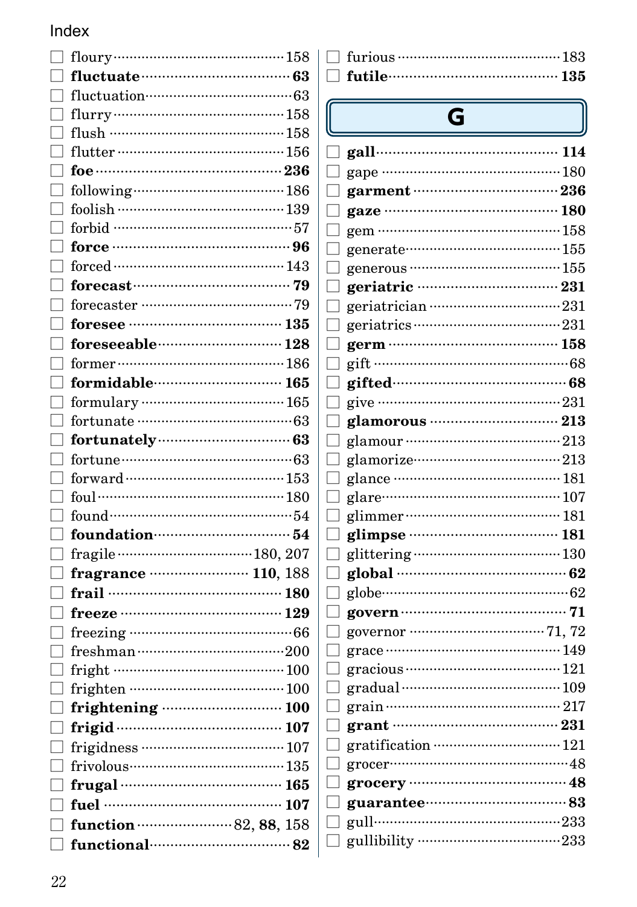# Index

- ☐ floury ........ 158
- ☐ **fluctuate** ........ **63**
- ☐ fluctuation ........ 63
- ☐ flurry ........ 158
- ☐ flush ........ 158
- ☐ flutter ........ 156
- ☐ **foe** ........ **236**
- ☐ following ........ 186
- ☐ foolish ........ 139
- ☐ forbid ........ 57
- ☐ **force** ........ **96**
- ☐ forced ........ 143
- ☐ **forecast** ........ **79**
- ☐ forecaster ........ 79
- ☐ **foresee** ........ **135**
- ☐ **foreseeable** ........ **128**
- ☐ former ........ 186
- ☐ **formidable** ........ **165**
- ☐ formulary ........ 165
- ☐ fortunate ........ 63
- ☐ **fortunately** ........ **63**
- ☐ fortune ........ 63
- ☐ forward ........ 153
- ☐ foul ........ 180
- ☐ found ........ 54
- ☐ **foundation** ........ **54**
- ☐ fragile ........ 180, 207
- ☐ **fragrance** ........ **110**, 188
- ☐ **frail** ........ **180**
- ☐ **freeze** ........ **129**
- ☐ freezing ........ 66
- ☐ freshman ........ 200
- ☐ fright ........ 100
- ☐ frighten ........ 100
- ☐ **frightening** ........ **100**
- ☐ **frigid** ........ **107**
- ☐ frigidness ........ 107
- ☐ frivolous ........ 135
- ☐ **frugal** ........ **165**
- ☐ **fuel** ........ **107**
- ☐ **function** ........ 82, **88**, 158
- ☐ **functional** ........ **82**
- ☐ furious ........ 183
- ☐ **futile** ........ **135**

## G

- ☐ **gall** ........ **114**
- ☐ gape ........ 180
- ☐ **garment** ........ **236**
- ☐ **gaze** ........ **180**
- ☐ gem ........ 158
- ☐ generate ........ 155
- ☐ generous ........ 155
- ☐ **geriatric** ........ **231**
- ☐ geriatrician ........ 231
- ☐ geriatrics ........ 231
- ☐ **germ** ........ **158**
- ☐ gift ........ 68
- ☐ **gifted** ........ **68**
- ☐ give ........ 231
- ☐ **glamorous** ........ **213**
- ☐ glamour ........ 213
- ☐ glamorize ........ 213
- ☐ glance ........ 181
- ☐ glare ........ 107
- ☐ glimmer ........ 181
- ☐ **glimpse** ........ **181**
- ☐ glittering ........ 130
- ☐ **global** ........ **62**
- ☐ globe ........ 62
- ☐ **govern** ........ **71**
- ☐ governor ........ 71, 72
- ☐ grace ........ 149
- ☐ gracious ........ 121
- ☐ gradual ........ 109
- ☐ grain ........ 217
- ☐ **grant** ........ **231**
- ☐ gratification ........ 121
- ☐ grocer ........ 48
- ☐ **grocery** ........ **48**
- ☐ **guarantee** ........ **83**
- ☐ gull ........ 233
- ☐ gullibility ........ 233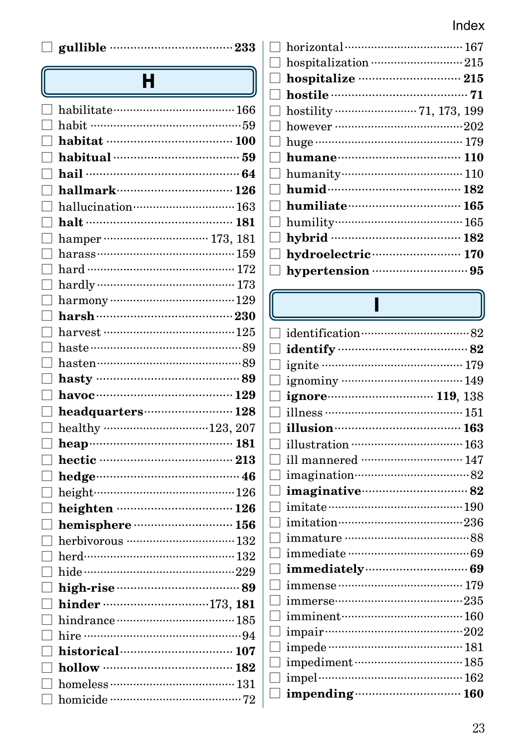- ☐ **gullible** ········ **233**

## H

- ☐ habilitate ········ 166
- ☐ habit ········ 59
- ☐ **habitat** ········ **100**
- ☐ **habitual** ········ **59**
- ☐ **hail** ········ **64**
- ☐ **hallmark** ········ **126**
- ☐ hallucination ········ 163
- ☐ **halt** ········ **181**
- ☐ hamper ········ 173, 181
- ☐ harass ········ 159
- ☐ hard ········ 172
- ☐ hardly ········ 173
- ☐ harmony ········ 129
- ☐ **harsh** ········ **230**
- ☐ harvest ········ 125
- ☐ haste ········ 89
- ☐ hasten ········ 89
- ☐ **hasty** ········ **89**
- ☐ **havoc** ········ **129**
- ☐ **headquarters** ········ **128**
- ☐ healthy ········ 123, 207
- ☐ **heap** ········ **181**
- ☐ **hectic** ········ **213**
- ☐ **hedge** ········ **46**
- ☐ height ········ 126
- ☐ **heighten** ········ **126**
- ☐ **hemisphere** ········ **156**
- ☐ herbivorous ········ 132
- ☐ herd ········ 132
- ☐ hide ········ 229
- ☐ **high-rise** ········ **89**
- ☐ **hinder** ········ 173, **181**
- ☐ hindrance ········ 185
- ☐ hire ········ 94
- ☐ **historical** ········ **107**
- ☐ **hollow** ········ **182**
- ☐ homeless ········ 131
- ☐ homicide ········ 72
- ☐ horizontal ········ 167
- ☐ hospitalization ········ 215
- ☐ **hospitalize** ········ **215**
- ☐ **hostile** ········ **71**
- ☐ hostility ········ 71, 173, 199
- ☐ however ········ 202
- ☐ huge ········ 179
- ☐ **humane** ········ **110**
- ☐ humanity ········ 110
- ☐ **humid** ········ **182**
- ☐ **humiliate** ········ **165**
- ☐ humility ········ 165
- ☐ **hybrid** ········ **182**
- ☐ **hydroelectric** ········ **170**
- ☐ **hypertension** ········ **95**

## I

- ☐ identification ········ 82
- ☐ **identify** ········ **82**
- ☐ ignite ········ 179
- ☐ ignominy ········ 149
- ☐ **ignore** ········ **119**, 138
- ☐ illness ········ 151
- ☐ **illusion** ········ **163**
- ☐ illustration ········ 163
- ☐ ill mannered ········ 147
- ☐ imagination ········ 82
- ☐ **imaginative** ········ **82**
- ☐ imitate ········ 190
- ☐ imitation ········ 236
- ☐ immature ········ 88
- ☐ immediate ········ 69
- ☐ **immediately** ········ **69**
- ☐ immense ········ 179
- ☐ immerse ········ 235
- ☐ imminent ········ 160
- ☐ impair ········ 202
- ☐ impede ········ 181
- ☐ impediment ········ 185
- ☐ impel ········ 162
- ☐ **impending** ········ **160**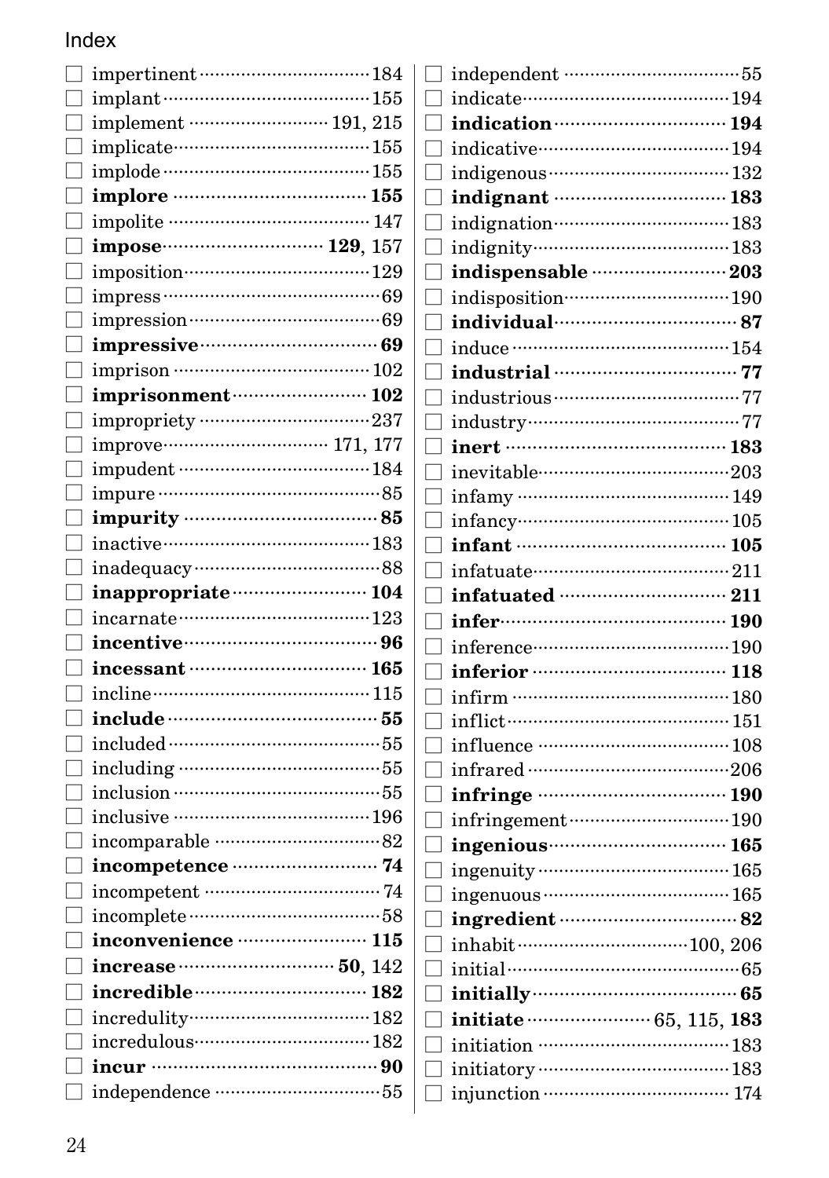Index

- ☐ impertinent ········ 184
- ☐ implant ········ 155
- ☐ implement ········ 191, 215
- ☐ implicate ········ 155
- ☐ implode ········ 155
- ☐ **implore** ········ **155**
- ☐ impolite ········ 147
- ☐ **impose** ········ **129**, 157
- ☐ imposition ········ 129
- ☐ impress ········ 69
- ☐ impression ········ 69
- ☐ **impressive** ········ **69**
- ☐ imprison ········ 102
- ☐ **imprisonment** ········ **102**
- ☐ impropriety ········ 237
- ☐ improve ········ 171, 177
- ☐ impudent ········ 184
- ☐ impure ········ 85
- ☐ **impurity** ········ **85**
- ☐ inactive ········ 183
- ☐ inadequacy ········ 88
- ☐ **inappropriate** ········ **104**
- ☐ incarnate ········ 123
- ☐ **incentive** ········ **96**
- ☐ **incessant** ········ **165**
- ☐ incline ········ 115
- ☐ **include** ········ **55**
- ☐ included ········ 55
- ☐ including ········ 55
- ☐ inclusion ········ 55
- ☐ inclusive ········ 196
- ☐ incomparable ········ 82
- ☐ **incompetence** ········ **74**
- ☐ incompetent ········ 74
- ☐ incomplete ········ 58
- ☐ **inconvenience** ········ **115**
- ☐ **increase** ········ **50**, 142
- ☐ **incredible** ········ **182**
- ☐ incredulity ········ 182
- ☐ incredulous ········ 182
- ☐ **incur** ········ **90**
- ☐ independence ········ 55
- ☐ independent ········ 55
- ☐ indicate ········ 194
- ☐ **indication** ········ **194**
- ☐ indicative ········ 194
- ☐ indigenous ········ 132
- ☐ **indignant** ········ **183**
- ☐ indignation ········ 183
- ☐ indignity ········ 183
- ☐ **indispensable** ········ **203**
- ☐ indisposition ········ 190
- ☐ **individual** ········ **87**
- ☐ induce ········ 154
- ☐ **industrial** ········ **77**
- ☐ industrious ········ 77
- ☐ industry ········ 77
- ☐ **inert** ········ **183**
- ☐ inevitable ········ 203
- ☐ infamy ········ 149
- ☐ infancy ········ 105
- ☐ **infant** ········ **105**
- ☐ infatuate ········ 211
- ☐ **infatuated** ········ **211**
- ☐ **infer** ········ **190**
- ☐ inference ········ 190
- ☐ **inferior** ········ **118**
- ☐ infirm ········ 180
- ☐ inflict ········ 151
- ☐ influence ········ 108
- ☐ infrared ········ 206
- ☐ **infringe** ········ **190**
- ☐ infringement ········ 190
- ☐ **ingenious** ········ **165**
- ☐ ingenuity ········ 165
- ☐ ingenuous ········ 165
- ☐ **ingredient** ········ **82**
- ☐ inhabit ········ 100, 206
- ☐ initial ········ 65
- ☐ **initially** ········ **65**
- ☐ **initiate** ········ 65, 115, **183**
- ☐ initiation ········ 183
- ☐ initiatory ········ 183
- ☐ injunction ········ 174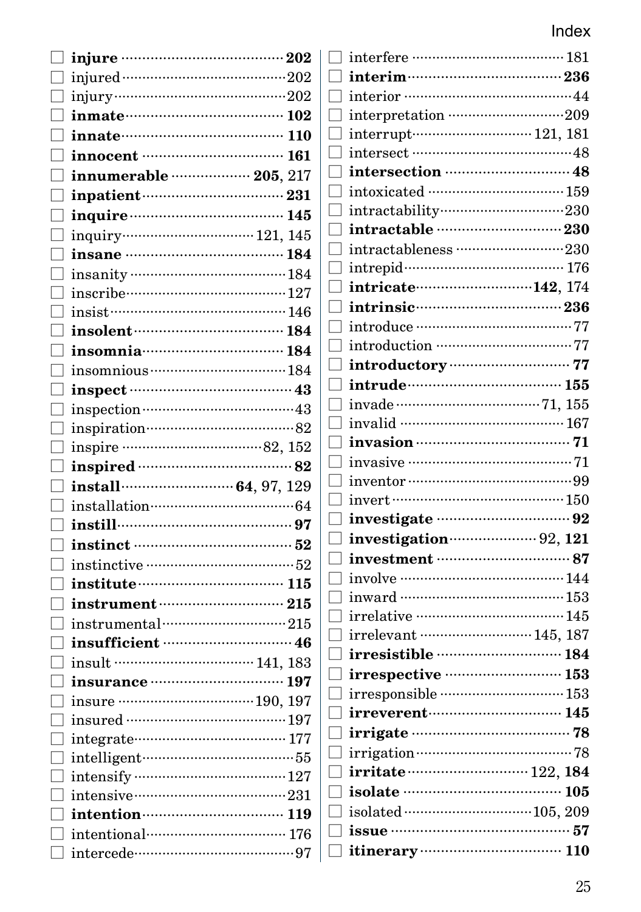- ☐ **injure** ······ **202**
- ☐ injured ······ 202
- ☐ injury ······ 202
- ☐ **inmate** ······ **102**
- ☐ **innate** ······ **110**
- ☐ **innocent** ······ **161**
- ☐ **innumerable** ······ **205**, 217
- ☐ **inpatient** ······ **231**
- ☐ **inquire** ······ **145**
- ☐ inquiry ······ 121, 145
- ☐ **insane** ······ **184**
- ☐ insanity ······ 184
- ☐ inscribe ······ 127
- ☐ insist ······ 146
- ☐ **insolent** ······ **184**
- ☐ **insomnia** ······ **184**
- ☐ insomnious ······ 184
- ☐ **inspect** ······ **43**
- ☐ inspection ······ 43
- ☐ inspiration ······ 82
- ☐ inspire ······ 82, 152
- ☐ **inspired** ······ **82**
- ☐ **install** ······ **64**, 97, 129
- ☐ installation ······ 64
- ☐ **instill** ······ **97**
- ☐ **instinct** ······ **52**
- ☐ instinctive ······ 52
- ☐ **institute** ······ **115**
- ☐ **instrument** ······ **215**
- ☐ instrumental ······ 215
- ☐ **insufficient** ······ **46**
- ☐ insult ······ 141, 183
- ☐ **insurance** ······ **197**
- ☐ insure ······ 190, 197
- ☐ insured ······ 197
- ☐ integrate ······ 177
- ☐ intelligent ······ 55
- ☐ intensify ······ 127
- ☐ intensive ······ 231
- ☐ **intention** ······ **119**
- ☐ intentional ······ 176
- ☐ intercede ······ 97
- ☐ interfere ······ 181
- ☐ **interim** ······ **236**
- ☐ interior ······ 44
- ☐ interpretation ······ 209
- ☐ interrupt ······ 121, 181
- ☐ intersect ······ 48
- ☐ **intersection** ······ **48**
- ☐ intoxicated ······ 159
- ☐ intractability ······ 230
- ☐ **intractable** ······ **230**
- ☐ intractableness ······ 230
- ☐ intrepid ······ 176
- ☐ **intricate** ······ **142**, 174
- ☐ **intrinsic** ······ **236**
- ☐ introduce ······ 77
- ☐ introduction ······ 77
- ☐ **introductory** ······ **77**
- ☐ **intrude** ······ **155**
- ☐ invade ······ 71, 155
- ☐ invalid ······ 167
- ☐ **invasion** ······ **71**
- ☐ invasive ······ 71
- ☐ inventor ······ 99
- ☐ invert ······ 150
- ☐ **investigate** ······ **92**
- ☐ **investigation** ······ 92, **121**
- ☐ **investment** ······ **87**
- ☐ involve ······ 144
- ☐ inward ······ 153
- ☐ irrelative ······ 145
- ☐ irrelevant ······ 145, 187
- ☐ **irresistible** ······ **184**
- ☐ **irrespective** ······ **153**
- ☐ irresponsible ······ 153
- ☐ **irreverent** ······ **145**
- ☐ **irrigate** ······ **78**
- ☐ irrigation ······ 78
- ☐ **irritate** ······ 122, **184**
- ☐ **isolate** ······ **105**
- ☐ isolated ······ 105, 209
- ☐ **issue** ······ **57**
- ☐ **itinerary** ······ **110**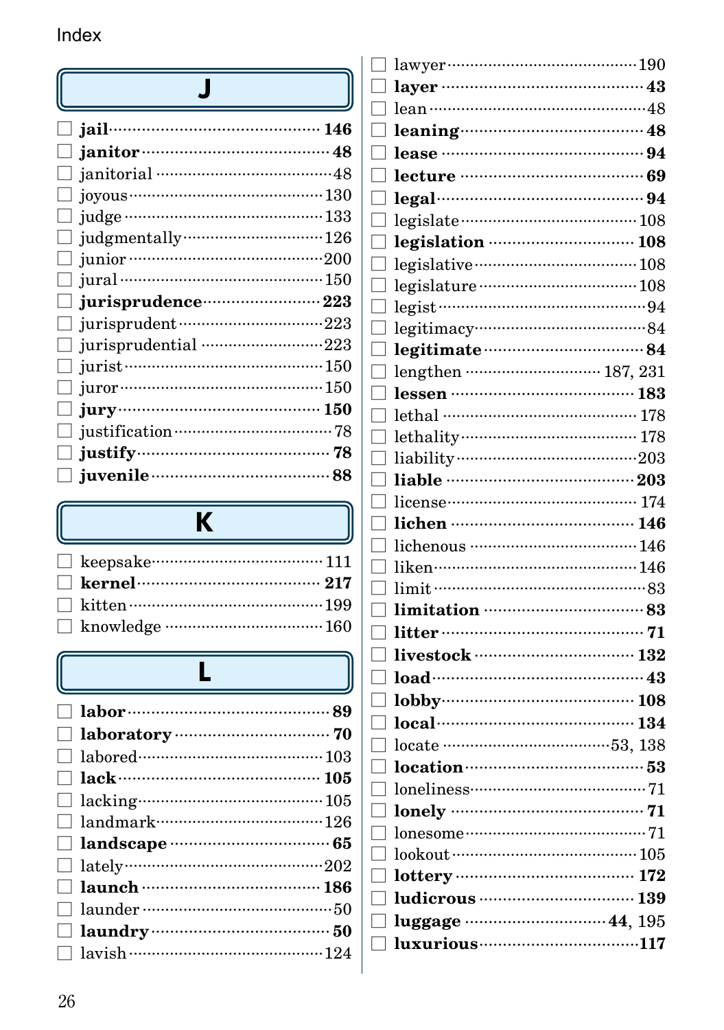# Index

## J

- ☐ **jail** ········ **146**
- ☐ **janitor** ········ **48**
- ☐ janitorial ········ 48
- ☐ joyous ········ 130
- ☐ judge ········ 133
- ☐ judgmentally ········ 126
- ☐ junior ········ 200
- ☐ jural ········ 150
- ☐ **jurisprudence** ········ **223**
- ☐ jurisprudent ········ 223
- ☐ jurisprudential ········ 223
- ☐ jurist ········ 150
- ☐ juror ········ 150
- ☐ **jury** ········ **150**
- ☐ justification ········ 78
- ☐ **justify** ········ **78**
- ☐ **juvenile** ········ **88**

## K

- ☐ keepsake ········ 111
- ☐ **kernel** ········ **217**
- ☐ kitten ········ 199
- ☐ knowledge ········ 160

## L

- ☐ **labor** ········ **89**
- ☐ **laboratory** ········ **70**
- ☐ labored ········ 103
- ☐ **lack** ········ **105**
- ☐ lacking ········ 105
- ☐ landmark ········ 126
- ☐ **landscape** ········ **65**
- ☐ lately ········ 202
- ☐ **launch** ········ **186**
- ☐ launder ········ 50
- ☐ **laundry** ········ **50**
- ☐ lavish ········ 124
- ☐ lawyer ········ 190
- ☐ **layer** ········ **43**
- ☐ lean ········ 48
- ☐ **leaning** ········ **48**
- ☐ **lease** ········ **94**
- ☐ **lecture** ········ **69**
- ☐ **legal** ········ **94**
- ☐ legislate ········ 108
- ☐ **legislation** ········ **108**
- ☐ legislative ········ 108
- ☐ legislature ········ 108
- ☐ legist ········ 94
- ☐ legitimacy ········ 84
- ☐ **legitimate** ········ **84**
- ☐ lengthen ········ 187, 231
- ☐ **lessen** ········ **183**
- ☐ lethal ········ 178
- ☐ lethality ········ 178
- ☐ liability ········ 203
- ☐ **liable** ········ **203**
- ☐ license ········ 174
- ☐ **lichen** ········ **146**
- ☐ lichenous ········ 146
- ☐ liken ········ 146
- ☐ limit ········ 83
- ☐ **limitation** ········ **83**
- ☐ **litter** ········ **71**
- ☐ **livestock** ········ **132**
- ☐ **load** ········ **43**
- ☐ **lobby** ········ **108**
- ☐ **local** ········ **134**
- ☐ locate ········ 53, 138
- ☐ **location** ········ **53**
- ☐ loneliness ········ 71
- ☐ **lonely** ········ **71**
- ☐ lonesome ········ 71
- ☐ lookout ········ 105
- ☐ **lottery** ········ **172**
- ☐ **ludicrous** ········ **139**
- ☐ **luggage** ········ **44**, 195
- ☐ **luxurious** ········ **117**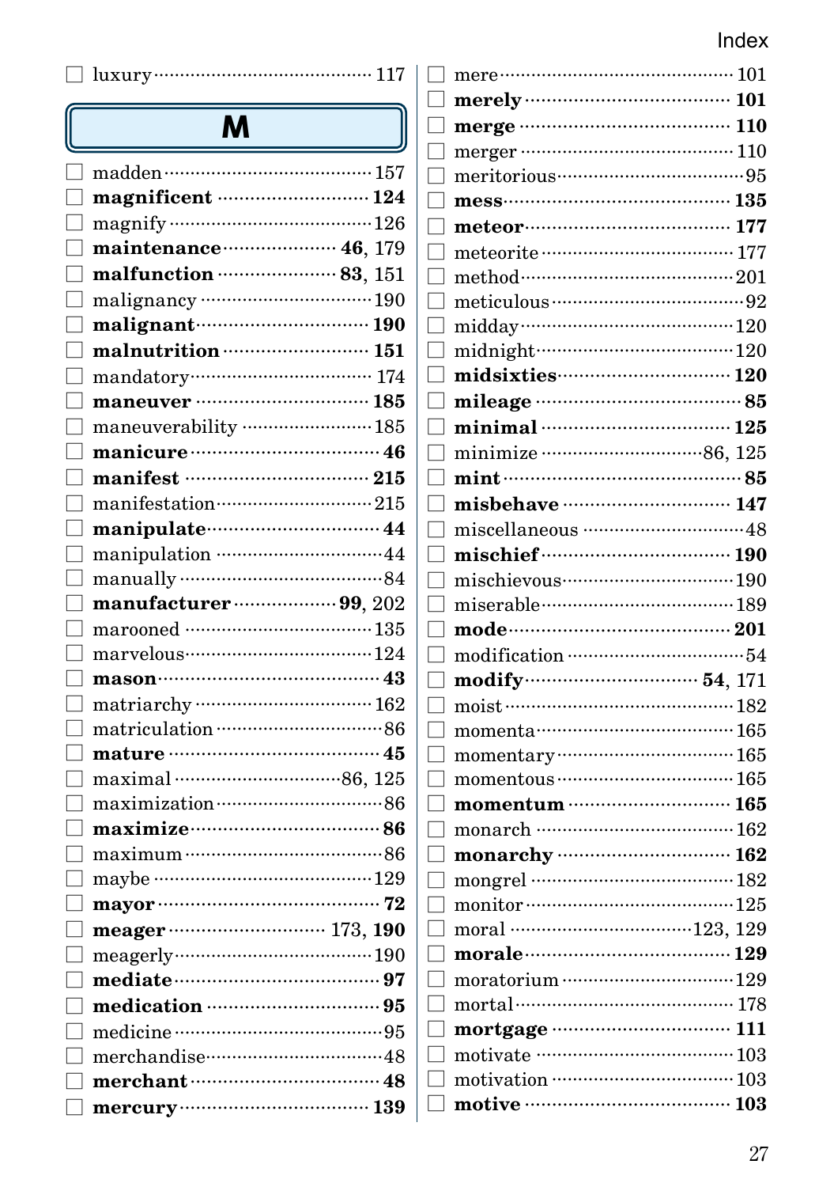- ☐ luxury ··· 117

## M

- ☐ madden ··· 157
- ☐ **magnificent** ··· **124**
- ☐ magnify ··· 126
- ☐ **maintenance** ··· **46**, 179
- ☐ **malfunction** ··· **83**, 151
- ☐ malignancy ··· 190
- ☐ **malignant** ··· **190**
- ☐ **malnutrition** ··· **151**
- ☐ mandatory ··· 174
- ☐ **maneuver** ··· **185**
- ☐ maneuverability ··· 185
- ☐ **manicure** ··· **46**
- ☐ **manifest** ··· **215**
- ☐ manifestation ··· 215
- ☐ **manipulate** ··· **44**
- ☐ manipulation ··· 44
- ☐ manually ··· 84
- ☐ **manufacturer** ··· **99**, 202
- ☐ marooned ··· 135
- ☐ marvelous ··· 124
- ☐ **mason** ··· **43**
- ☐ matriarchy ··· 162
- ☐ matriculation ··· 86
- ☐ **mature** ··· **45**
- ☐ maximal ··· 86, 125
- ☐ maximization ··· 86
- ☐ **maximize** ··· **86**
- ☐ maximum ··· 86
- ☐ maybe ··· 129
- ☐ **mayor** ··· **72**
- ☐ **meager** ··· 173, **190**
- ☐ meagerly ··· 190
- ☐ **mediate** ··· **97**
- ☐ **medication** ··· **95**
- ☐ medicine ··· 95
- ☐ merchandise ··· 48
- ☐ **merchant** ··· **48**
- ☐ **mercury** ··· **139**
- ☐ mere ··· 101
- ☐ **merely** ··· **101**
- ☐ **merge** ··· **110**
- ☐ merger ··· 110
- ☐ meritorious ··· 95
- ☐ **mess** ··· **135**
- ☐ **meteor** ··· **177**
- ☐ meteorite ··· 177
- ☐ method ··· 201
- ☐ meticulous ··· 92
- ☐ midday ··· 120
- ☐ midnight ··· 120
- ☐ **midsixties** ··· **120**
- ☐ **mileage** ··· **85**
- ☐ **minimal** ··· **125**
- ☐ minimize ··· 86, 125
- ☐ **mint** ··· **85**
- ☐ **misbehave** ··· **147**
- ☐ miscellaneous ··· 48
- ☐ **mischief** ··· **190**
- ☐ mischievous ··· 190
- ☐ miserable ··· 189
- ☐ **mode** ··· **201**
- ☐ modification ··· 54
- ☐ **modify** ··· **54**, 171
- ☐ moist ··· 182
- ☐ momenta ··· 165
- ☐ momentary ··· 165
- ☐ momentous ··· 165
- ☐ **momentum** ··· **165**
- ☐ monarch ··· 162
- ☐ **monarchy** ··· **162**
- ☐ mongrel ··· 182
- ☐ monitor ··· 125
- ☐ moral ··· 123, 129
- ☐ **morale** ··· **129**
- ☐ moratorium ··· 129
- ☐ mortal ··· 178
- ☐ **mortgage** ··· **111**
- ☐ motivate ··· 103
- ☐ motivation ··· 103
- ☐ **motive** ··· **103**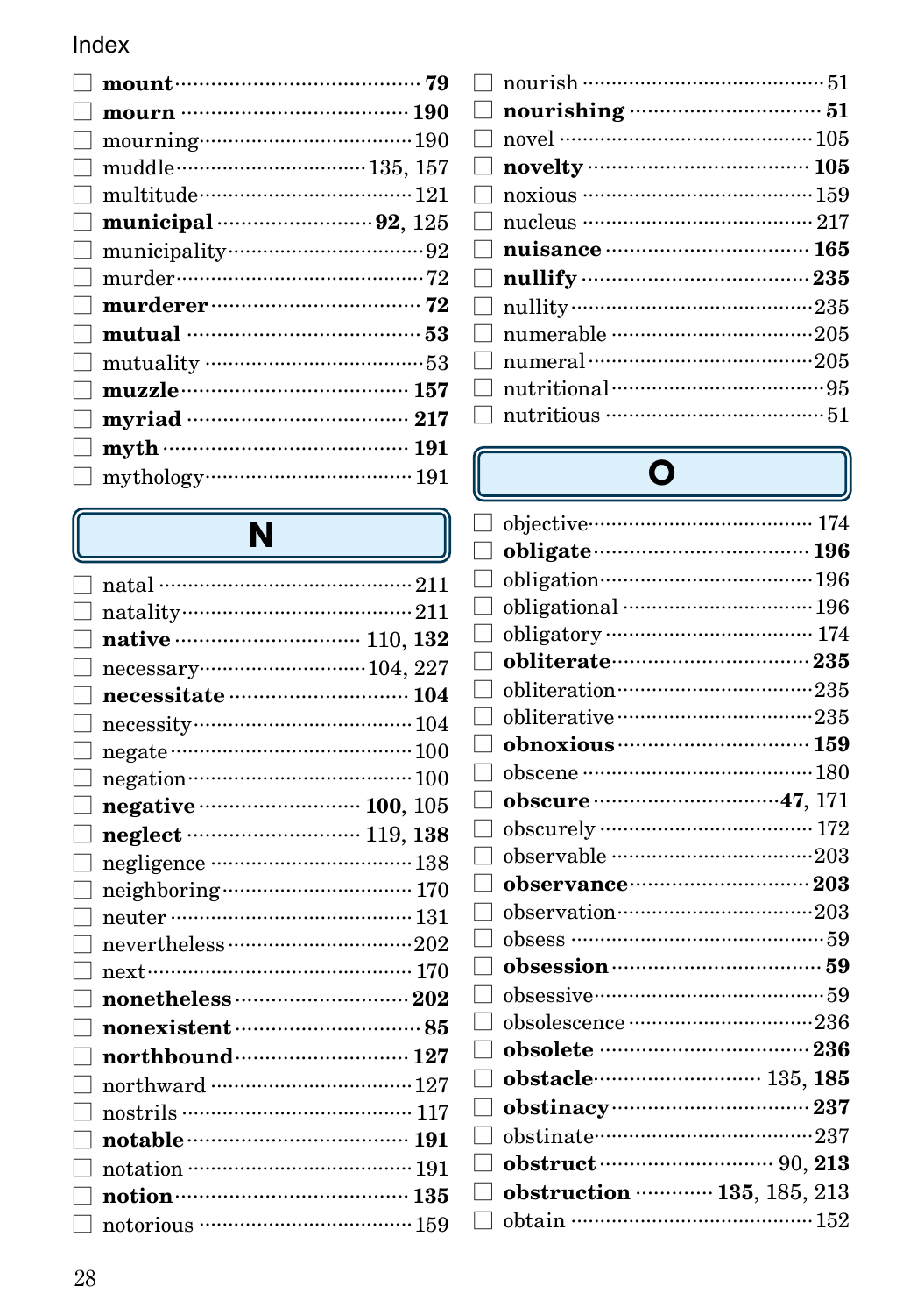- ☐ **mount** ········ **79**
- ☐ **mourn** ········ **190**
- ☐ mourning ········ 190
- ☐ muddle ········ 135, 157
- ☐ multitude ········ 121
- ☐ **municipal** ········ **92**, 125
- ☐ municipality ········ 92
- ☐ murder ········ 72
- ☐ **murderer** ········ **72**
- ☐ **mutual** ········ **53**
- ☐ mutuality ········ 53
- ☐ **muzzle** ········ **157**
- ☐ **myriad** ········ **217**
- ☐ **myth** ········ **191**
- ☐ mythology ········ 191

## N

- ☐ natal ········ 211
- ☐ natality ········ 211
- ☐ **native** ········ 110, **132**
- ☐ necessary ········ 104, 227
- ☐ **necessitate** ········ **104**
- ☐ necessity ········ 104
- ☐ negate ········ 100
- ☐ negation ········ 100
- ☐ **negative** ········ **100**, 105
- ☐ **neglect** ········ 119, **138**
- ☐ negligence ········ 138
- ☐ neighboring ········ 170
- ☐ neuter ········ 131
- ☐ nevertheless ········ 202
- ☐ next ········ 170
- ☐ **nonetheless** ········ **202**
- ☐ **nonexistent** ········ **85**
- ☐ **northbound** ········ **127**
- ☐ northward ········ 127
- ☐ nostrils ········ 117
- ☐ **notable** ········ **191**
- ☐ notation ········ 191
- ☐ **notion** ········ **135**
- ☐ notorious ········ 159
- ☐ nourish ········ 51
- ☐ **nourishing** ········ **51**
- ☐ novel ········ 105
- ☐ **novelty** ········ **105**
- ☐ noxious ········ 159
- ☐ nucleus ········ 217
- ☐ **nuisance** ········ **165**
- ☐ **nullify** ········ **235**
- ☐ nullity ········ 235
- ☐ numerable ········ 205
- ☐ numeral ········ 205
- ☐ nutritional ········ 95
- ☐ nutritious ········ 51

## O

- ☐ objective ········ 174
- ☐ **obligate** ········ **196**
- ☐ obligation ········ 196
- ☐ obligational ········ 196
- ☐ obligatory ········ 174
- ☐ **obliterate** ········ **235**
- ☐ obliteration ········ 235
- ☐ obliterative ········ 235
- ☐ **obnoxious** ········ **159**
- ☐ obscene ········ 180
- ☐ **obscure** ········ **47**, 171
- ☐ obscurely ········ 172
- ☐ observable ········ 203
- ☐ **observance** ········ **203**
- ☐ observation ········ 203
- ☐ obsess ········ 59
- ☐ **obsession** ········ **59**
- ☐ obsessive ········ 59
- ☐ obsolescence ········ 236
- ☐ **obsolete** ········ **236**
- ☐ **obstacle** ········ 135, **185**
- ☐ **obstinacy** ········ **237**
- ☐ obstinate ········ 237
- ☐ **obstruct** ········ 90, **213**
- ☐ **obstruction** ········ **135**, 185, 213
- ☐ obtain ········ 152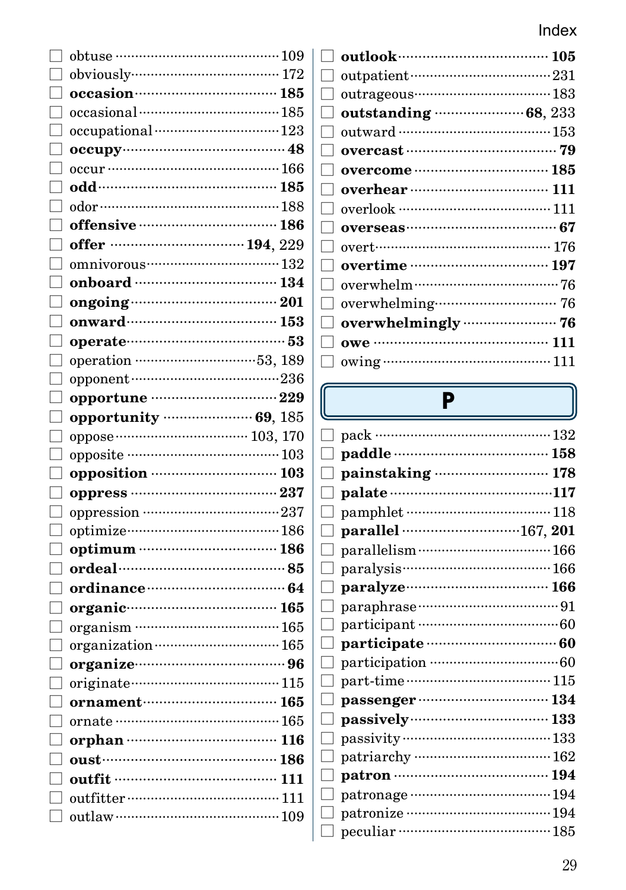Index

- ☐ obtuse ··· 109
- ☐ obviously ··· 172
- ☐ **occasion** ··· **185**
- ☐ occasional ··· 185
- ☐ occupational ··· 123
- ☐ **occupy** ··· **48**
- ☐ occur ··· 166
- ☐ **odd** ··· **185**
- ☐ odor ··· 188
- ☐ **offensive** ··· **186**
- ☐ **offer** ··· **194**, 229
- ☐ omnivorous ··· 132
- ☐ **onboard** ··· **134**
- ☐ **ongoing** ··· **201**
- ☐ **onward** ··· **153**
- ☐ **operate** ··· **53**
- ☐ operation ··· 53, 189
- ☐ opponent ··· 236
- ☐ **opportune** ··· **229**
- ☐ **opportunity** ··· **69**, 185
- ☐ oppose ··· 103, 170
- ☐ opposite ··· 103
- ☐ **opposition** ··· **103**
- ☐ **oppress** ··· **237**
- ☐ oppression ··· 237
- ☐ optimize ··· 186
- ☐ **optimum** ··· **186**
- ☐ **ordeal** ··· **85**
- ☐ **ordinance** ··· **64**
- ☐ **organic** ··· **165**
- ☐ organism ··· 165
- ☐ organization ··· 165
- ☐ **organize** ··· **96**
- ☐ originate ··· 115
- ☐ **ornament** ··· **165**
- ☐ ornate ··· 165
- ☐ **orphan** ··· **116**
- ☐ **oust** ··· **186**
- ☐ **outfit** ··· **111**
- ☐ outfitter ··· 111
- ☐ outlaw ··· 109
- ☐ **outlook** ··· **105**
- ☐ outpatient ··· 231
- ☐ outrageous ··· 183
- ☐ **outstanding** ··· **68**, 233
- ☐ outward ··· 153
- ☐ **overcast** ··· **79**
- ☐ **overcome** ··· **185**
- ☐ **overhear** ··· **111**
- ☐ overlook ··· 111
- ☐ **overseas** ··· **67**
- ☐ overt ··· 176
- ☐ **overtime** ··· **197**
- ☐ overwhelm ··· 76
- ☐ overwhelming ··· 76
- ☐ **overwhelmingly** ··· **76**
- ☐ **owe** ··· **111**
- ☐ owing ··· 111

## P

- ☐ pack ··· 132
- ☐ **paddle** ··· **158**
- ☐ **painstaking** ··· **178**
- ☐ **palate** ··· **117**
- ☐ pamphlet ··· 118
- ☐ **parallel** ··· 167, **201**
- ☐ parallelism ··· 166
- ☐ paralysis ··· 166
- ☐ **paralyze** ··· **166**
- ☐ paraphrase ··· 91
- ☐ participant ··· 60
- ☐ **participate** ··· **60**
- ☐ participation ··· 60
- ☐ part-time ··· 115
- ☐ **passenger** ··· **134**
- ☐ **passively** ··· **133**
- ☐ passivity ··· 133
- ☐ patriarchy ··· 162
- ☐ **patron** ··· **194**
- ☐ patronage ··· 194
- ☐ patronize ··· 194
- ☐ peculiar ··· 185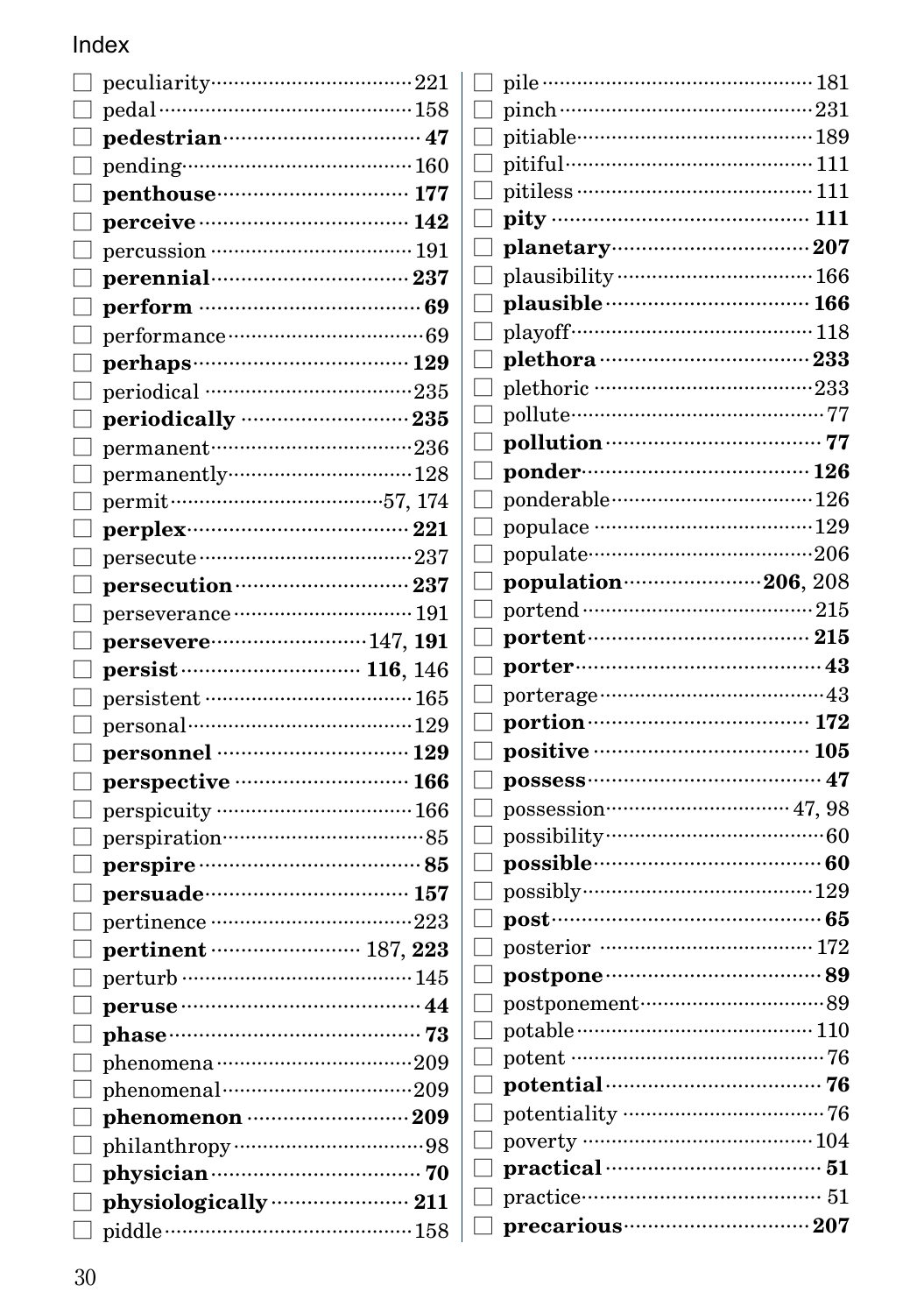Index

- ☐ peculiarity 221
- ☐ pedal 158
- ☐ **pedestrian** **47**
- ☐ pending 160
- ☐ **penthouse** **177**
- ☐ **perceive** **142**
- ☐ percussion 191
- ☐ **perennial** **237**
- ☐ **perform** **69**
- ☐ performance 69
- ☐ **perhaps** **129**
- ☐ periodical 235
- ☐ **periodically** **235**
- ☐ permanent 236
- ☐ permanently 128
- ☐ permit 57, 174
- ☐ **perplex** **221**
- ☐ persecute 237
- ☐ **persecution** **237**
- ☐ perseverance 191
- ☐ **persevere** 147, **191**
- ☐ **persist** **116**, 146
- ☐ persistent 165
- ☐ personal 129
- ☐ **personnel** **129**
- ☐ **perspective** **166**
- ☐ perspicuity 166
- ☐ perspiration 85
- ☐ **perspire** **85**
- ☐ **persuade** **157**
- ☐ pertinence 223
- ☐ **pertinent** 187, **223**
- ☐ perturb 145
- ☐ **peruse** **44**
- ☐ **phase** **73**
- ☐ phenomena 209
- ☐ phenomenal 209
- ☐ **phenomenon** **209**
- ☐ philanthropy 98
- ☐ **physician** **70**
- ☐ **physiologically** **211**
- ☐ piddle 158
- ☐ pile 181
- ☐ pinch 231
- ☐ pitiable 189
- ☐ pitiful 111
- ☐ pitiless 111
- ☐ **pity** **111**
- ☐ **planetary** **207**
- ☐ plausibility 166
- ☐ **plausible** **166**
- ☐ playoff 118
- ☐ **plethora** **233**
- ☐ plethoric 233
- ☐ pollute 77
- ☐ **pollution** **77**
- ☐ **ponder** **126**
- ☐ ponderable 126
- ☐ populace 129
- ☐ populate 206
- ☐ **population** **206**, 208
- ☐ portend 215
- ☐ **portent** **215**
- ☐ **porter** **43**
- ☐ porterage 43
- ☐ **portion** **172**
- ☐ **positive** **105**
- ☐ **possess** **47**
- ☐ possession 47, 98
- ☐ possibility 60
- ☐ **possible** **60**
- ☐ possibly 129
- ☐ **post** **65**
- ☐ posterior 172
- ☐ **postpone** **89**
- ☐ postponement 89
- ☐ potable 110
- ☐ potent 76
- ☐ **potential** **76**
- ☐ potentiality 76
- ☐ poverty 104
- ☐ **practical** **51**
- ☐ practice 51
- ☐ **precarious** **207**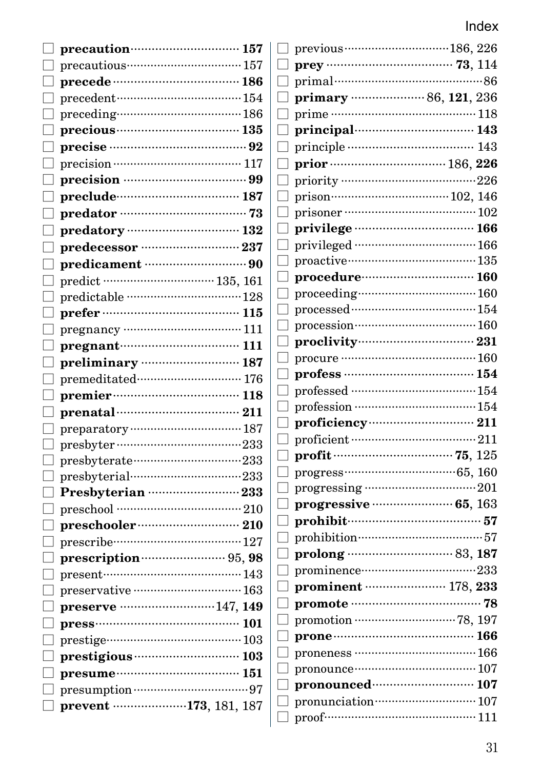- ☐ **precaution** ··· **157**
- ☐ precautious ··· 157
- ☐ **precede** ··· **186**
- ☐ precedent ··· 154
- ☐ preceding ··· 186
- ☐ **precious** ··· **135**
- ☐ **precise** ··· **92**
- ☐ precision ··· 117
- ☐ **precision** ··· **99**
- ☐ **preclude** ··· **187**
- ☐ **predator** ··· **73**
- ☐ **predatory** ··· **132**
- ☐ **predecessor** ··· **237**
- ☐ **predicament** ··· **90**
- ☐ predict ··· 135, 161
- ☐ predictable ··· 128
- ☐ **prefer** ··· **115**
- ☐ pregnancy ··· 111
- ☐ **pregnant** ··· **111**
- ☐ **preliminary** ··· **187**
- ☐ premeditated ··· 176
- ☐ **premier** ··· **118**
- ☐ **prenatal** ··· **211**
- ☐ preparatory ··· 187
- ☐ presbyter ··· 233
- ☐ presbyterate ··· 233
- ☐ presbyterial ··· 233
- ☐ **Presbyterian** ··· **233**
- ☐ preschool ··· 210
- ☐ **preschooler** ··· **210**
- ☐ prescribe ··· 127
- ☐ **prescription** ··· 95, **98**
- ☐ present ··· 143
- ☐ preservative ··· 163
- ☐ **preserve** ··· 147, **149**
- ☐ **press** ··· **101**
- ☐ prestige ··· 103
- ☐ **prestigious** ··· **103**
- ☐ **presume** ··· **151**
- ☐ presumption ··· 97
- ☐ **prevent** ··· **173**, 181, 187
- ☐ previous ··· 186, 226
- ☐ **prey** ··· **73**, 114
- ☐ primal ··· 86
- ☐ **primary** ··· 86, **121**, 236
- ☐ prime ··· 118
- ☐ **principal** ··· **143**
- ☐ principle ··· 143
- ☐ **prior** ··· 186, **226**
- ☐ priority ··· 226
- ☐ prison ··· 102, 146
- ☐ prisoner ··· 102
- ☐ **privilege** ··· **166**
- ☐ privileged ··· 166
- ☐ proactive ··· 135
- ☐ **procedure** ··· **160**
- ☐ proceeding ··· 160
- ☐ processed ··· 154
- ☐ procession ··· 160
- ☐ **proclivity** ··· **231**
- ☐ procure ··· 160
- ☐ **profess** ··· **154**
- ☐ professed ··· 154
- ☐ profession ··· 154
- ☐ **proficiency** ··· **211**
- ☐ proficient ··· 211
- ☐ **profit** ··· **75**, 125
- ☐ progress ··· 65, 160
- ☐ progressing ··· 201
- ☐ **progressive** ··· **65**, 163
- ☐ **prohibit** ··· **57**
- ☐ prohibition ··· 57
- ☐ **prolong** ··· 83, **187**
- ☐ prominence ··· 233
- ☐ **prominent** ··· 178, **233**
- ☐ **promote** ··· **78**
- ☐ promotion ··· 78, 197
- ☐ **prone** ··· **166**
- ☐ proneness ··· 166
- ☐ pronounce ··· 107
- ☐ **pronounced** ··· **107**
- ☐ pronunciation ··· 107
- ☐ proof ··· 111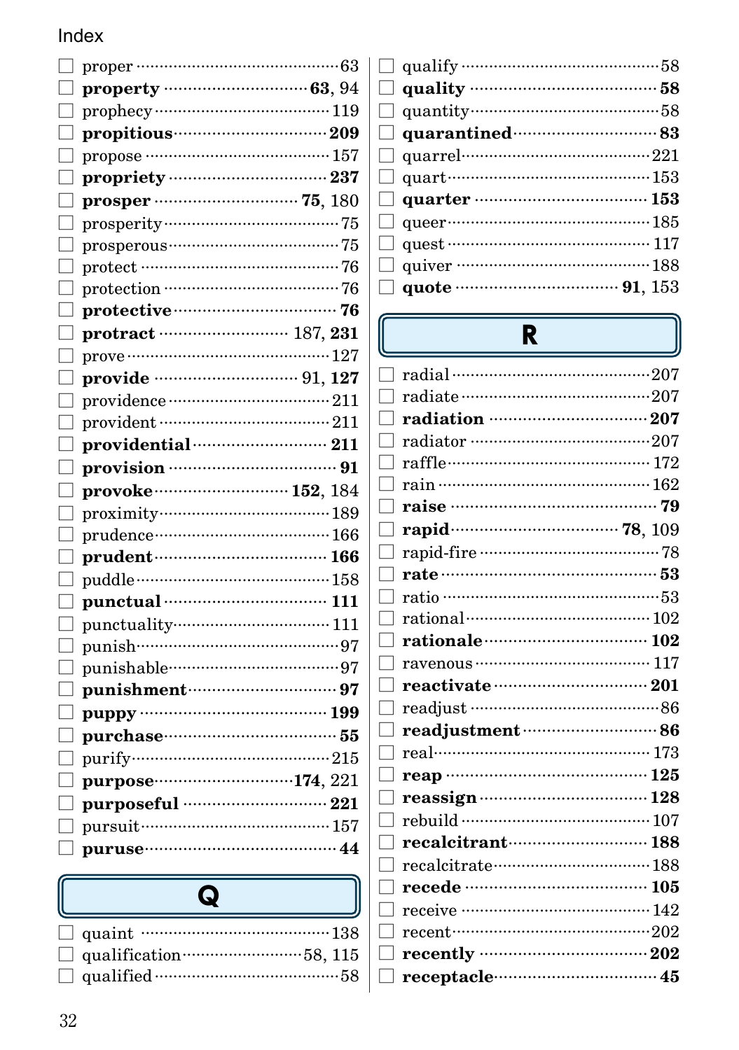# Index

- ☐ proper ........ 63
- ☐ **property** ........ **63**, 94
- ☐ prophecy ........ 119
- ☐ **propitious** ........ **209**
- ☐ propose ........ 157
- ☐ **propriety** ........ **237**
- ☐ **prosper** ........ **75**, 180
- ☐ prosperity ........ 75
- ☐ prosperous ........ 75
- ☐ protect ........ 76
- ☐ protection ........ 76
- ☐ **protective** ........ **76**
- ☐ **protract** ........ 187, **231**
- ☐ prove ........ 127
- ☐ **provide** ........ 91, **127**
- ☐ providence ........ 211
- ☐ provident ........ 211
- ☐ **providential** ........ **211**
- ☐ **provision** ........ **91**
- ☐ **provoke** ........ **152**, 184
- ☐ proximity ........ 189
- ☐ prudence ........ 166
- ☐ **prudent** ........ **166**
- ☐ puddle ........ 158
- ☐ **punctual** ........ **111**
- ☐ punctuality ........ 111
- ☐ punish ........ 97
- ☐ punishable ........ 97
- ☐ **punishment** ........ **97**
- ☐ **puppy** ........ **199**
- ☐ **purchase** ........ **55**
- ☐ purify ........ 215
- ☐ **purpose** ........ **174**, 221
- ☐ **purposeful** ........ **221**
- ☐ pursuit ........ 157
- ☐ **puruse** ........ **44**

## Q

- ☐ quaint ........ 138
- ☐ qualification ........ 58, 115
- ☐ qualified ........ 58
- ☐ qualify ........ 58
- ☐ **quality** ........ **58**
- ☐ quantity ........ 58
- ☐ **quarantined** ........ **83**
- ☐ quarrel ........ 221
- ☐ quart ........ 153
- ☐ **quarter** ........ **153**
- ☐ queer ........ 185
- ☐ quest ........ 117
- ☐ quiver ........ 188
- ☐ **quote** ........ **91**, 153

## R

- ☐ radial ........ 207
- ☐ radiate ........ 207
- ☐ **radiation** ........ **207**
- ☐ radiator ........ 207
- ☐ raffle ........ 172
- ☐ rain ........ 162
- ☐ **raise** ........ **79**
- ☐ **rapid** ........ **78**, 109
- ☐ rapid-fire ........ 78
- ☐ **rate** ........ **53**
- ☐ ratio ........ 53
- ☐ rational ........ 102
- ☐ **rationale** ........ **102**
- ☐ ravenous ........ 117
- ☐ **reactivate** ........ **201**
- ☐ readjust ........ 86
- ☐ **readjustment** ........ **86**
- ☐ real ........ 173
- ☐ **reap** ........ **125**
- ☐ **reassign** ........ **128**
- ☐ rebuild ........ 107
- ☐ **recalcitrant** ........ **188**
- ☐ recalcitrate ........ 188
- ☐ **recede** ........ **105**
- ☐ receive ........ 142
- ☐ recent ........ 202
- ☐ **recently** ........ **202**
- ☐ **receptacle** ........ **45**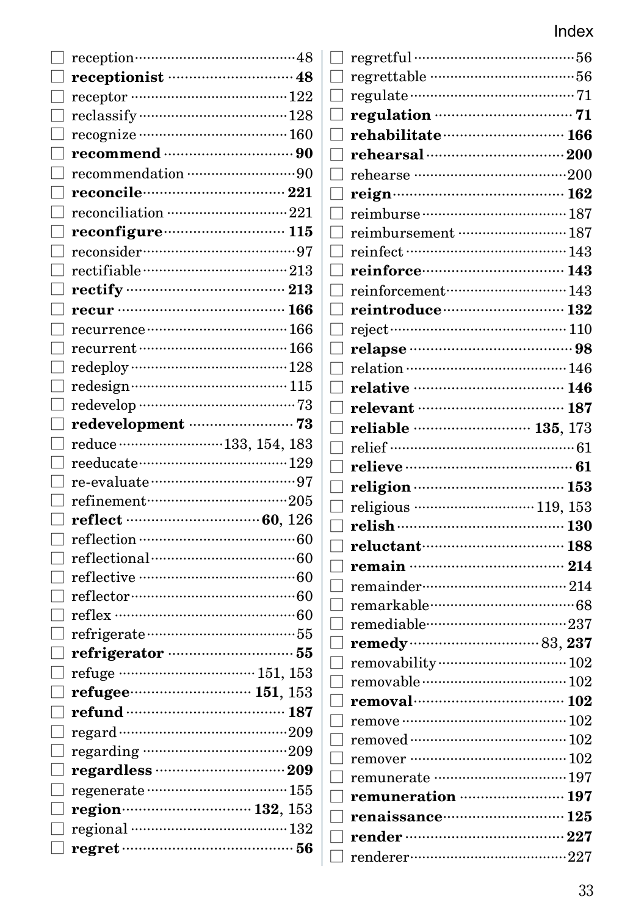- ☐ reception ........ 48
- ☐ **receptionist** ........ **48**
- ☐ receptor ........ 122
- ☐ reclassify ........ 128
- ☐ recognize ........ 160
- ☐ **recommend** ........ **90**
- ☐ recommendation ........ 90
- ☐ **reconcile** ........ **221**
- ☐ reconciliation ........ 221
- ☐ **reconfigure** ........ **115**
- ☐ reconsider ........ 97
- ☐ rectifiable ........ 213
- ☐ **rectify** ........ **213**
- ☐ **recur** ........ **166**
- ☐ recurrence ........ 166
- ☐ recurrent ........ 166
- ☐ redeploy ........ 128
- ☐ redesign ........ 115
- ☐ redevelop ........ 73
- ☐ **redevelopment** ........ **73**
- ☐ reduce ........ 133, 154, 183
- ☐ reeducate ........ 129
- ☐ re-evaluate ........ 97
- ☐ refinement ........ 205
- ☐ **reflect** ........ **60**, 126
- ☐ reflection ........ 60
- ☐ reflectional ........ 60
- ☐ reflective ........ 60
- ☐ reflector ........ 60
- ☐ reflex ........ 60
- ☐ refrigerate ........ 55
- ☐ **refrigerator** ........ **55**
- ☐ refuge ........ 151, 153
- ☐ **refugee** ........ **151**, 153
- ☐ **refund** ........ **187**
- ☐ regard ........ 209
- ☐ regarding ........ 209
- ☐ **regardless** ........ **209**
- ☐ regenerate ........ 155
- ☐ **region** ........ **132**, 153
- ☐ regional ........ 132
- ☐ **regret** ........ **56**
- ☐ regretful ........ 56
- ☐ regrettable ........ 56
- ☐ regulate ........ 71
- ☐ **regulation** ........ **71**
- ☐ **rehabilitate** ........ **166**
- ☐ **rehearsal** ........ **200**
- ☐ rehearse ........ 200
- ☐ **reign** ........ **162**
- ☐ reimburse ........ 187
- ☐ reimbursement ........ 187
- ☐ reinfect ........ 143
- ☐ **reinforce** ........ **143**
- ☐ reinforcement ........ 143
- ☐ **reintroduce** ........ **132**
- ☐ reject ........ 110
- ☐ **relapse** ........ **98**
- ☐ relation ........ 146
- ☐ **relative** ........ **146**
- ☐ **relevant** ........ **187**
- ☐ **reliable** ........ **135**, 173
- ☐ relief ........ 61
- ☐ **relieve** ........ **61**
- ☐ **religion** ........ **153**
- ☐ religious ........ 119, 153
- ☐ **relish** ........ **130**
- ☐ **reluctant** ........ **188**
- ☐ **remain** ........ **214**
- ☐ remainder ........ 214
- ☐ remarkable ........ 68
- ☐ remediable ........ 237
- ☐ **remedy** ........ 83, **237**
- ☐ removability ........ 102
- ☐ removable ........ 102
- ☐ **removal** ........ **102**
- ☐ remove ........ 102
- ☐ removed ........ 102
- ☐ remover ........ 102
- ☐ remunerate ........ 197
- ☐ **remuneration** ........ **197**
- ☐ **renaissance** ........ **125**
- ☐ **render** ........ **227**
- ☐ renderer ........ 227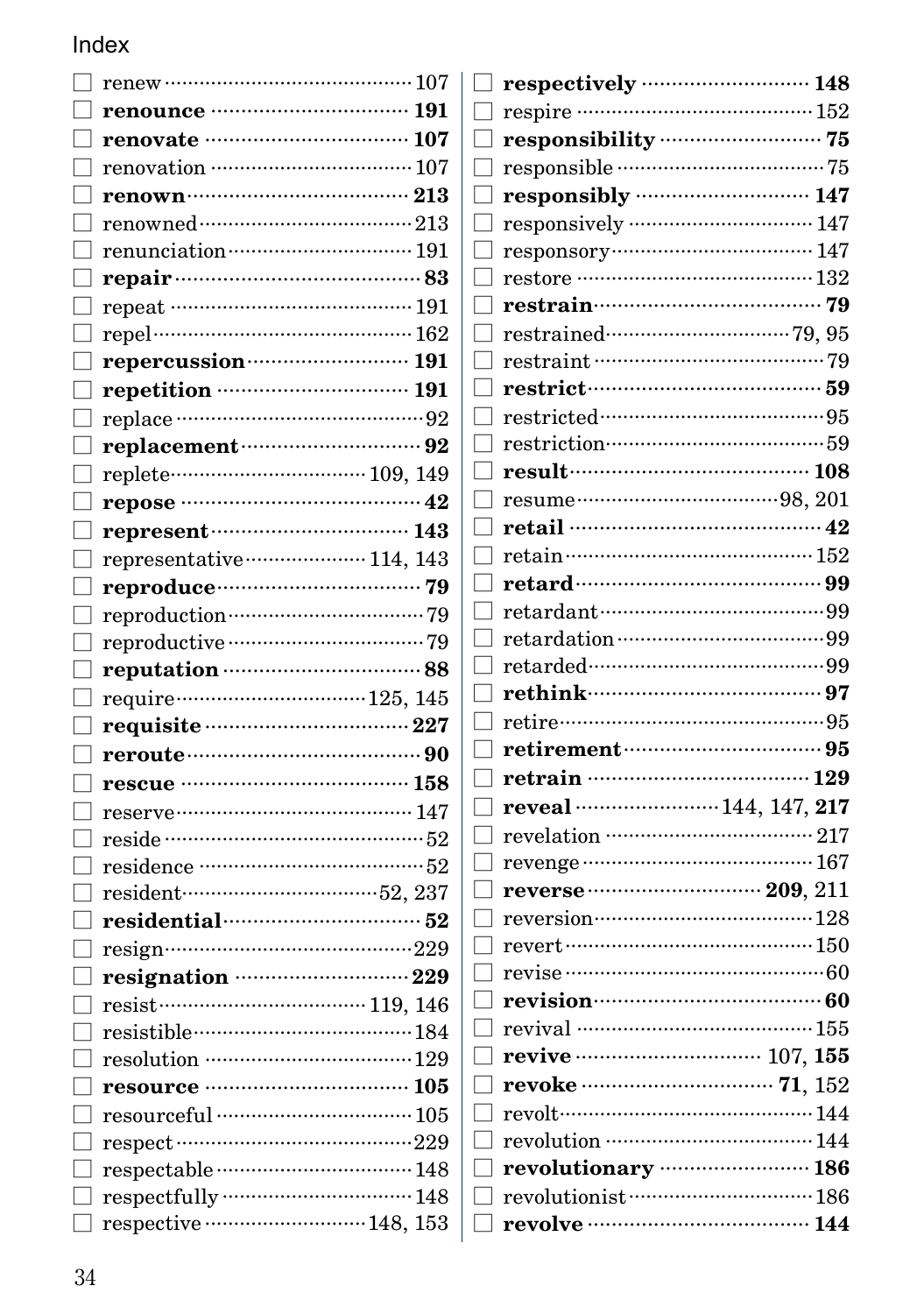Index

- ☐ renew ······ 107
- ☐ **renounce** ······ **191**
- ☐ **renovate** ······ **107**
- ☐ renovation ······ 107
- ☐ **renown** ······ **213**
- ☐ renowned ······ 213
- ☐ renunciation ······ 191
- ☐ **repair** ······ **83**
- ☐ repeat ······ 191
- ☐ repel ······ 162
- ☐ **repercussion** ······ **191**
- ☐ **repetition** ······ **191**
- ☐ replace ······ 92
- ☐ **replacement** ······ **92**
- ☐ replete ······ 109, 149
- ☐ **repose** ······ **42**
- ☐ **represent** ······ **143**
- ☐ representative ······ 114, 143
- ☐ **reproduce** ······ **79**
- ☐ reproduction ······ 79
- ☐ reproductive ······ 79
- ☐ **reputation** ······ **88**
- ☐ require ······ 125, 145
- ☐ **requisite** ······ **227**
- ☐ **reroute** ······ **90**
- ☐ **rescue** ······ **158**
- ☐ reserve ······ 147
- ☐ reside ······ 52
- ☐ residence ······ 52
- ☐ resident ······ 52, 237
- ☐ **residential** ······ **52**
- ☐ resign ······ 229
- ☐ **resignation** ······ **229**
- ☐ resist ······ 119, 146
- ☐ resistible ······ 184
- ☐ resolution ······ 129
- ☐ **resource** ······ **105**
- ☐ resourceful ······ 105
- ☐ respect ······ 229
- ☐ respectable ······ 148
- ☐ respectfully ······ 148
- ☐ respective ······ 148, 153
- ☐ **respectively** ······ **148**
- ☐ respire ······ 152
- ☐ **responsibility** ······ **75**
- ☐ responsible ······ 75
- ☐ **responsibly** ······ **147**
- ☐ responsively ······ 147
- ☐ responsory ······ 147
- ☐ restore ······ 132
- ☐ **restrain** ······ **79**
- ☐ restrained ······ 79, 95
- ☐ restraint ······ 79
- ☐ **restrict** ······ **59**
- ☐ restricted ······ 95
- ☐ restriction ······ 59
- ☐ **result** ······ **108**
- ☐ resume ······ 98, 201
- ☐ **retail** ······ **42**
- ☐ retain ······ 152
- ☐ **retard** ······ **99**
- ☐ retardant ······ 99
- ☐ retardation ······ 99
- ☐ retarded ······ 99
- ☐ **rethink** ······ **97**
- ☐ retire ······ 95
- ☐ **retirement** ······ **95**
- ☐ **retrain** ······ **129**
- ☐ **reveal** ······ 144, 147, **217**
- ☐ revelation ······ 217
- ☐ revenge ······ 167
- ☐ **reverse** ······ **209**, 211
- ☐ reversion ······ 128
- ☐ revert ······ 150
- ☐ revise ······ 60
- ☐ **revision** ······ **60**
- ☐ revival ······ 155
- ☐ **revive** ······ 107, **155**
- ☐ **revoke** ······ **71**, 152
- ☐ revolt ······ 144
- ☐ revolution ······ 144
- ☐ **revolutionary** ······ **186**
- ☐ revolutionist ······ 186
- ☐ **revolve** ······ **144**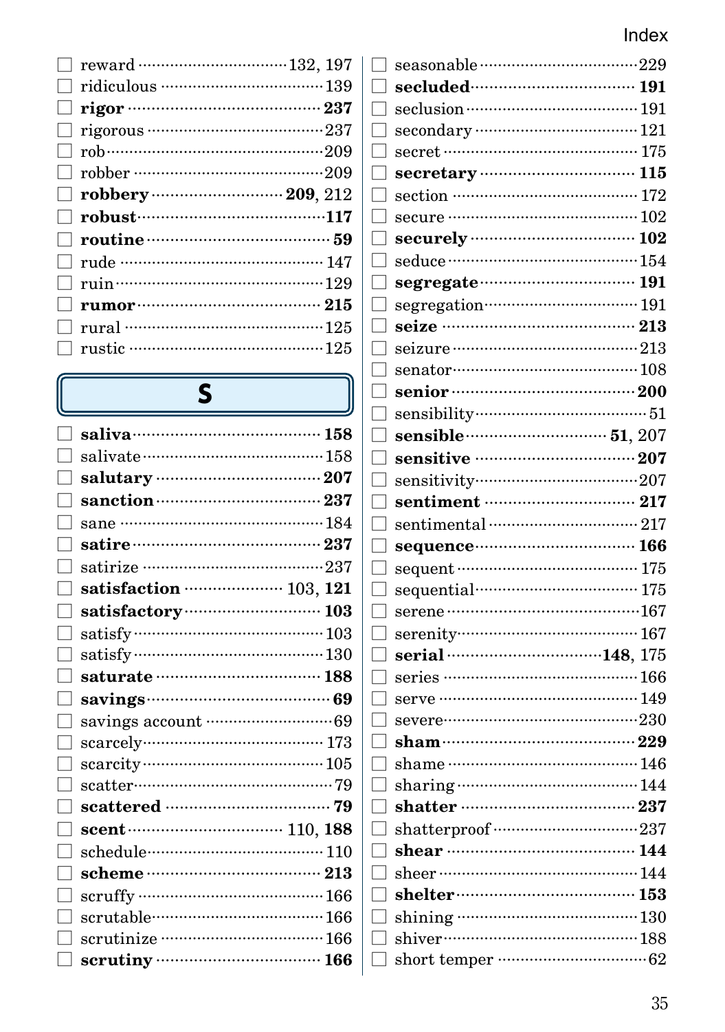- ☐ reward ............ 132, 197
- ☐ ridiculous ............ 139
- ☐ **rigor** ............ **237**
- ☐ rigorous ............ 237
- ☐ rob ............ 209
- ☐ robber ............ 209
- ☐ **robbery** ............ **209**, 212
- ☐ **robust** ............ **117**
- ☐ **routine** ............ **59**
- ☐ rude ............ 147
- ☐ ruin ............ 129
- ☐ **rumor** ............ **215**
- ☐ rural ............ 125
- ☐ rustic ............ 125

## S

- ☐ **saliva** ............ **158**
- ☐ salivate ............ 158
- ☐ **salutary** ............ **207**
- ☐ **sanction** ............ **237**
- ☐ sane ............ 184
- ☐ **satire** ............ **237**
- ☐ satirize ............ 237
- ☐ **satisfaction** ............ 103, **121**
- ☐ **satisfactory** ............ **103**
- ☐ satisfy ............ 103
- ☐ satisfy ............ 130
- ☐ **saturate** ............ **188**
- ☐ **savings** ............ **69**
- ☐ savings account ............ 69
- ☐ scarcely ............ 173
- ☐ scarcity ............ 105
- ☐ scatter ............ 79
- ☐ **scattered** ............ **79**
- ☐ **scent** ............ 110, **188**
- ☐ schedule ............ 110
- ☐ **scheme** ............ **213**
- ☐ scruffy ............ 166
- ☐ scrutable ............ 166
- ☐ scrutinize ............ 166
- ☐ **scrutiny** ............ **166**
- ☐ seasonable ............ 229
- ☐ **secluded** ............ **191**
- ☐ seclusion ............ 191
- ☐ secondary ............ 121
- ☐ secret ............ 175
- ☐ **secretary** ............ **115**
- ☐ section ............ 172
- ☐ secure ............ 102
- ☐ **securely** ............ **102**
- ☐ seduce ............ 154
- ☐ **segregate** ............ **191**
- ☐ segregation ............ 191
- ☐ **seize** ............ **213**
- ☐ seizure ............ 213
- ☐ senator ............ 108
- ☐ **senior** ............ **200**
- ☐ sensibility ............ 51
- ☐ **sensible** ............ **51**, 207
- ☐ **sensitive** ............ **207**
- ☐ sensitivity ............ 207
- ☐ **sentiment** ............ **217**
- ☐ sentimental ............ 217
- ☐ **sequence** ............ **166**
- ☐ sequent ............ 175
- ☐ sequential ............ 175
- ☐ serene ............ 167
- ☐ serenity ............ 167
- ☐ **serial** ............ **148**, 175
- ☐ series ............ 166
- ☐ serve ............ 149
- ☐ severe ............ 230
- ☐ **sham** ............ **229**
- ☐ shame ............ 146
- ☐ sharing ............ 144
- ☐ **shatter** ............ **237**
- ☐ shatterproof ............ 237
- ☐ **shear** ............ **144**
- ☐ sheer ............ 144
- ☐ **shelter** ............ **153**
- ☐ shining ............ 130
- ☐ shiver ............ 188
- ☐ short temper ............ 62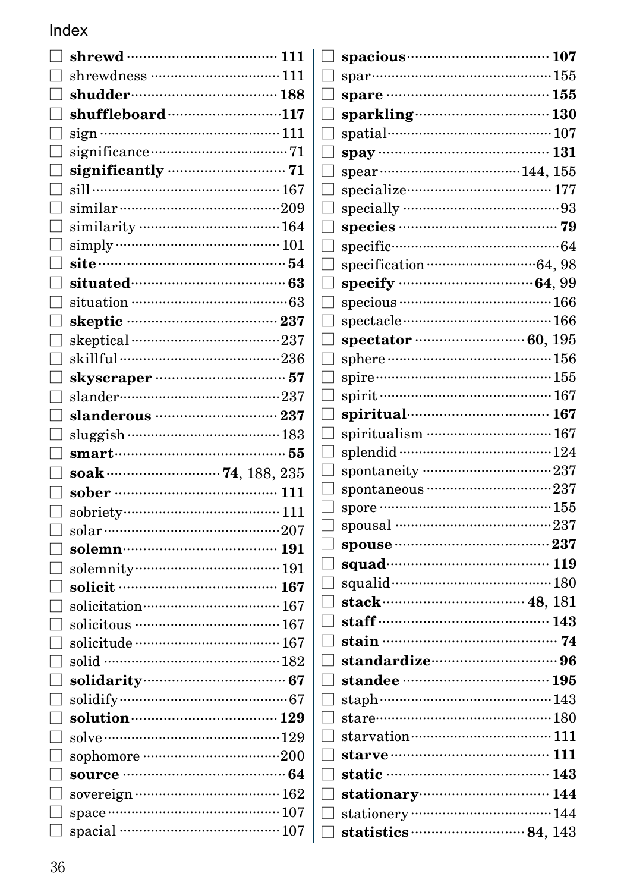# Index

- ☐ **shrewd** ········ **111**
- ☐ shrewdness ········ 111
- ☐ **shudder** ········ **188**
- ☐ **shuffleboard** ········ **117**
- ☐ sign ········ 111
- ☐ significance ········ 71
- ☐ **significantly** ········ **71**
- ☐ sill ········ 167
- ☐ similar ········ 209
- ☐ similarity ········ 164
- ☐ simply ········ 101
- ☐ **site** ········ **54**
- ☐ **situated** ········ **63**
- ☐ situation ········ 63
- ☐ **skeptic** ········ **237**
- ☐ skeptical ········ 237
- ☐ skillful ········ 236
- ☐ **skyscraper** ········ **57**
- ☐ slander ········ 237
- ☐ **slanderous** ········ **237**
- ☐ sluggish ········ 183
- ☐ **smart** ········ **55**
- ☐ **soak** ········ **74**, 188, 235
- ☐ **sober** ········ **111**
- ☐ sobriety ········ 111
- ☐ solar ········ 207
- ☐ **solemn** ········ **191**
- ☐ solemnity ········ 191
- ☐ **solicit** ········ **167**
- ☐ solicitation ········ 167
- ☐ solicitous ········ 167
- ☐ solicitude ········ 167
- ☐ solid ········ 182
- ☐ **solidarity** ········ **67**
- ☐ solidify ········ 67
- ☐ **solution** ········ **129**
- ☐ solve ········ 129
- ☐ sophomore ········ 200
- ☐ **source** ········ **64**
- ☐ sovereign ········ 162
- ☐ space ········ 107
- ☐ spacial ········ 107
- ☐ **spacious** ········ **107**
- ☐ spar ········ 155
- ☐ **spare** ········ **155**
- ☐ **sparkling** ········ **130**
- ☐ spatial ········ 107
- ☐ **spay** ········ **131**
- ☐ spear ········ 144, 155
- ☐ specialize ········ 177
- ☐ specially ········ 93
- ☐ **species** ········ **79**
- ☐ specific ········ 64
- ☐ specification ········ 64, 98
- ☐ **specify** ········ **64**, 99
- ☐ specious ········ 166
- ☐ spectacle ········ 166
- ☐ **spectator** ········ **60**, 195
- ☐ sphere ········ 156
- ☐ spire ········ 155
- ☐ spirit ········ 167
- ☐ **spiritual** ········ **167**
- ☐ spiritualism ········ 167
- ☐ splendid ········ 124
- ☐ spontaneity ········ 237
- ☐ spontaneous ········ 237
- ☐ spore ········ 155
- ☐ spousal ········ 237
- ☐ **spouse** ········ **237**
- ☐ **squad** ········ **119**
- ☐ squalid ········ 180
- ☐ **stack** ········ **48**, 181
- ☐ **staff** ········ **143**
- ☐ **stain** ········ **74**
- ☐ **standardize** ········ **96**
- ☐ **standee** ········ **195**
- ☐ staph ········ 143
- ☐ stare ········ 180
- ☐ starvation ········ 111
- ☐ **starve** ········ **111**
- ☐ **static** ········ **143**
- ☐ **stationary** ········ **144**
- ☐ stationery ········ 144
- ☐ **statistics** ········ **84**, 143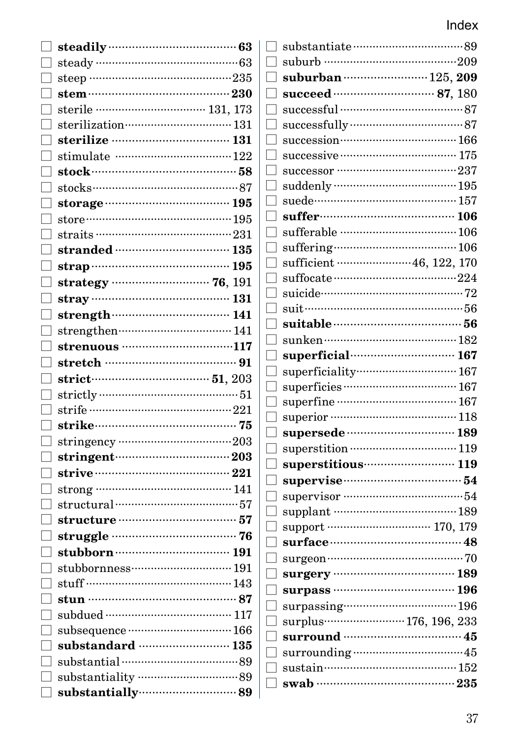- ☐ **steadily** ········ **63**
- ☐ steady ········ 63
- ☐ steep ········ 235
- ☐ **stem** ········ **230**
- ☐ sterile ········ 131, 173
- ☐ sterilization ········ 131
- ☐ **sterilize** ········ **131**
- ☐ stimulate ········ 122
- ☐ **stock** ········ **58**
- ☐ stocks ········ 87
- ☐ **storage** ········ **195**
- ☐ store ········ 195
- ☐ straits ········ 231
- ☐ **stranded** ········ **135**
- ☐ **strap** ········ **195**
- ☐ **strategy** ········ **76**, 191
- ☐ **stray** ········ **131**
- ☐ **strength** ········ **141**
- ☐ strengthen ········ 141
- ☐ **strenuous** ········ **117**
- ☐ **stretch** ········ **91**
- ☐ **strict** ········ **51**, 203
- ☐ strictly ········ 51
- ☐ strife ········ 221
- ☐ **strike** ········ **75**
- ☐ stringency ········ 203
- ☐ **stringent** ········ **203**
- ☐ **strive** ········ **221**
- ☐ strong ········ 141
- ☐ structural ········ 57
- ☐ **structure** ········ **57**
- ☐ **struggle** ········ **76**
- ☐ **stubborn** ········ **191**
- ☐ stubbornness ········ 191
- ☐ stuff ········ 143
- ☐ **stun** ········ **87**
- ☐ subdued ········ 117
- ☐ subsequence ········ 166
- ☐ **substandard** ········ **135**
- ☐ substantial ········ 89
- ☐ substantiality ········ 89
- ☐ **substantially** ········ **89**
- ☐ substantiate ········ 89
- ☐ suburb ········ 209
- ☐ **suburban** ········ 125, **209**
- ☐ **succeed** ········ **87**, 180
- ☐ successful ········ 87
- ☐ successfully ········ 87
- ☐ succession ········ 166
- ☐ successive ········ 175
- ☐ successor ········ 237
- ☐ suddenly ········ 195
- ☐ suede ········ 157
- ☐ **suffer** ········ **106**
- ☐ sufferable ········ 106
- ☐ suffering ········ 106
- ☐ sufficient ········ 46, 122, 170
- ☐ suffocate ········ 224
- ☐ suicide ········ 72
- ☐ suit ········ 56
- ☐ **suitable** ········ **56**
- ☐ sunken ········ 182
- ☐ **superficial** ········ **167**
- ☐ superficiality ········ 167
- ☐ superficies ········ 167
- ☐ superfine ········ 167
- ☐ superior ········ 118
- ☐ **supersede** ········ **189**
- ☐ superstition ········ 119
- ☐ **superstitious** ········ **119**
- ☐ **supervise** ········ **54**
- ☐ supervisor ········ 54
- ☐ supplant ········ 189
- ☐ support ········ 170, 179
- ☐ **surface** ········ **48**
- ☐ surgeon ········ 70
- ☐ **surgery** ········ **189**
- ☐ **surpass** ········ **196**
- ☐ surpassing ········ 196
- ☐ surplus ········ 176, 196, 233
- ☐ **surround** ········ **45**
- ☐ surrounding ········ 45
- ☐ sustain ········ 152
- ☐ **swab** ········ **235**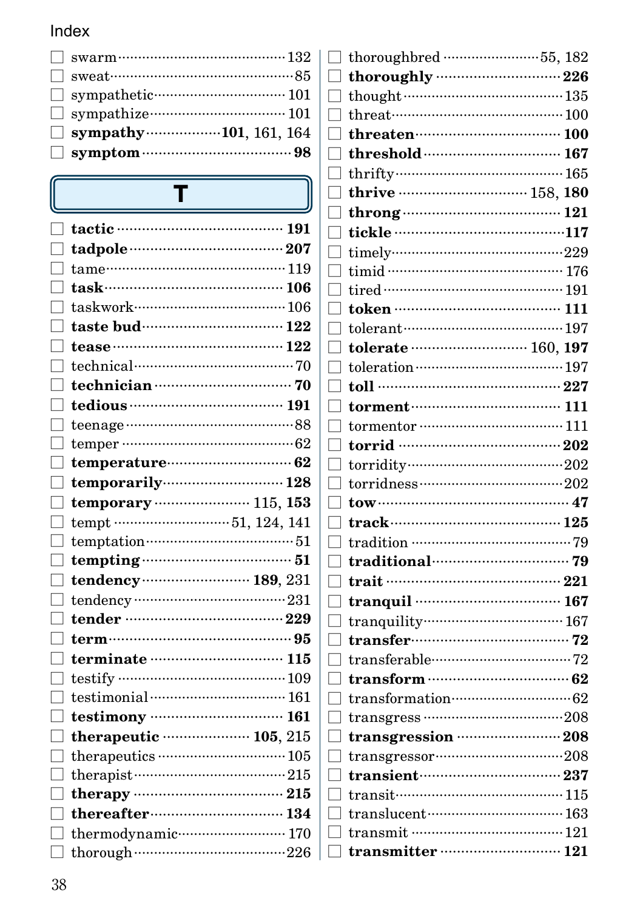# Index

- ☐ swarm ........ 132
- ☐ sweat ........ 85
- ☐ sympathetic ........ 101
- ☐ sympathize ........ 101
- ☐ **sympathy** ........ **101**, 161, 164
- ☐ **symptom** ........ **98**

## T

- ☐ **tactic** ........ **191**
- ☐ **tadpole** ........ **207**
- ☐ tame ........ 119
- ☐ **task** ........ **106**
- ☐ taskwork ........ 106
- ☐ **taste bud** ........ **122**
- ☐ **tease** ........ **122**
- ☐ technical ........ 70
- ☐ **technician** ........ **70**
- ☐ **tedious** ........ **191**
- ☐ teenage ........ 88
- ☐ temper ........ 62
- ☐ **temperature** ........ **62**
- ☐ **temporarily** ........ **128**
- ☐ **temporary** ........ 115, **153**
- ☐ tempt ........ 51, 124, 141
- ☐ temptation ........ 51
- ☐ **tempting** ........ **51**
- ☐ **tendency** ........ **189**, 231
- ☐ tendency ........ 231
- ☐ **tender** ........ **229**
- ☐ **term** ........ **95**
- ☐ **terminate** ........ **115**
- ☐ testify ........ 109
- ☐ testimonial ........ 161
- ☐ **testimony** ........ **161**
- ☐ **therapeutic** ........ **105**, 215
- ☐ therapeutics ........ 105
- ☐ therapist ........ 215
- ☐ **therapy** ........ **215**
- ☐ **thereafter** ........ **134**
- ☐ thermodynamic ........ 170
- ☐ thorough ........ 226
- ☐ thoroughbred ........ 55, 182
- ☐ **thoroughly** ........ **226**
- ☐ thought ........ 135
- ☐ threat ........ 100
- ☐ **threaten** ........ **100**
- ☐ **threshold** ........ **167**
- ☐ thrifty ........ 165
- ☐ **thrive** ........ 158, **180**
- ☐ **throng** ........ **121**
- ☐ **tickle** ........ **117**
- ☐ timely ........ 229
- ☐ timid ........ 176
- ☐ tired ........ 191
- ☐ **token** ........ **111**
- ☐ tolerant ........ 197
- ☐ **tolerate** ........ 160, **197**
- ☐ toleration ........ 197
- ☐ **toll** ........ **227**
- ☐ **torment** ........ **111**
- ☐ tormentor ........ 111
- ☐ **torrid** ........ **202**
- ☐ torridity ........ 202
- ☐ torridness ........ 202
- ☐ **tow** ........ **47**
- ☐ **track** ........ **125**
- ☐ tradition ........ 79
- ☐ **traditional** ........ **79**
- ☐ **trait** ........ **221**
- ☐ **tranquil** ........ **167**
- ☐ tranquility ........ 167
- ☐ **transfer** ........ **72**
- ☐ transferable ........ 72
- ☐ **transform** ........ **62**
- ☐ transformation ........ 62
- ☐ transgress ........ 208
- ☐ **transgression** ........ **208**
- ☐ transgressor ........ 208
- ☐ **transient** ........ **237**
- ☐ transit ........ 115
- ☐ translucent ........ 163
- ☐ transmit ........ 121
- ☐ **transmitter** ........ **121**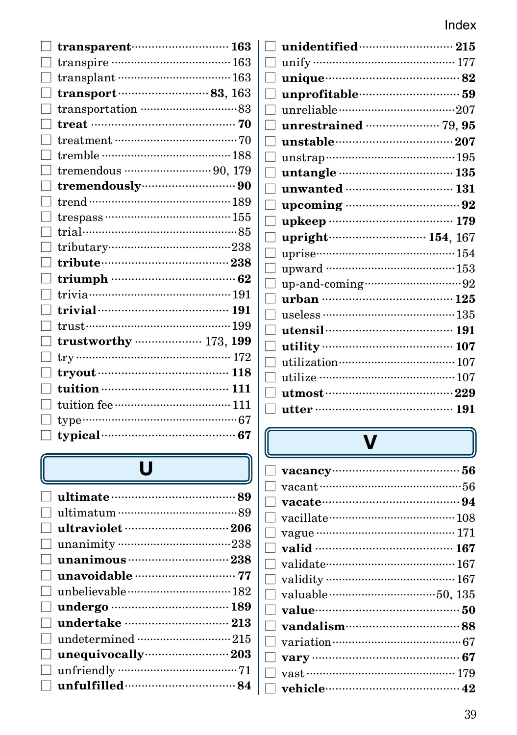- ☐ **transparent** ··· **163**
- ☐ transpire ··· 163
- ☐ transplant ··· 163
- ☐ **transport** ··· **83**, 163
- ☐ transportation ··· 83
- ☐ **treat** ··· **70**
- ☐ treatment ··· 70
- ☐ tremble ··· 188
- ☐ tremendous ··· 90, 179
- ☐ **tremendously** ··· **90**
- ☐ trend ··· 189
- ☐ trespass ··· 155
- ☐ trial ··· 85
- ☐ tributary ··· 238
- ☐ **tribute** ··· **238**
- ☐ **triumph** ··· **62**
- ☐ trivia ··· 191
- ☐ **trivial** ··· **191**
- ☐ trust ··· 199
- ☐ **trustworthy** ··· 173, **199**
- ☐ try ··· 172
- ☐ **tryout** ··· **118**
- ☐ **tuition** ··· **111**
- ☐ tuition fee ··· 111
- ☐ type ··· 67
- ☐ **typical** ··· **67**

## U

- ☐ **ultimate** ··· **89**
- ☐ ultimatum ··· 89
- ☐ **ultraviolet** ··· **206**
- ☐ unanimity ··· 238
- ☐ **unanimous** ··· **238**
- ☐ **unavoidable** ··· **77**
- ☐ unbelievable ··· 182
- ☐ **undergo** ··· **189**
- ☐ **undertake** ··· **213**
- ☐ undetermined ··· 215
- ☐ **unequivocally** ··· **203**
- ☐ unfriendly ··· 71
- ☐ **unfulfilled** ··· **84**
- ☐ **unidentified** ··· **215**
- ☐ unify ··· 177
- ☐ **unique** ··· **82**
- ☐ **unprofitable** ··· **59**
- ☐ unreliable ··· 207
- ☐ **unrestrained** ··· 79, **95**
- ☐ **unstable** ··· **207**
- ☐ unstrap ··· 195
- ☐ **untangle** ··· **135**
- ☐ **unwanted** ··· **131**
- ☐ **upcoming** ··· **92**
- ☐ **upkeep** ··· **179**
- ☐ **upright** ··· **154**, 167
- ☐ uprise ··· 154
- ☐ upward ··· 153
- ☐ up-and-coming ··· 92
- ☐ **urban** ··· **125**
- ☐ useless ··· 135
- ☐ **utensil** ··· **191**
- ☐ **utility** ··· **107**
- ☐ utilization ··· 107
- ☐ utilize ··· 107
- ☐ **utmost** ··· **229**
- ☐ **utter** ··· **191**

## V

- ☐ **vacancy** ··· **56**
- ☐ vacant ··· 56
- ☐ **vacate** ··· **94**
- ☐ vacillate ··· 108
- ☐ vague ··· 171
- ☐ **valid** ··· **167**
- ☐ validate ··· 167
- ☐ validity ··· 167
- ☐ valuable ··· 50, 135
- ☐ **value** ··· **50**
- ☐ **vandalism** ··· **88**
- ☐ variation ··· 67
- ☐ **vary** ··· **67**
- ☐ vast ··· 179
- ☐ **vehicle** ··· **42**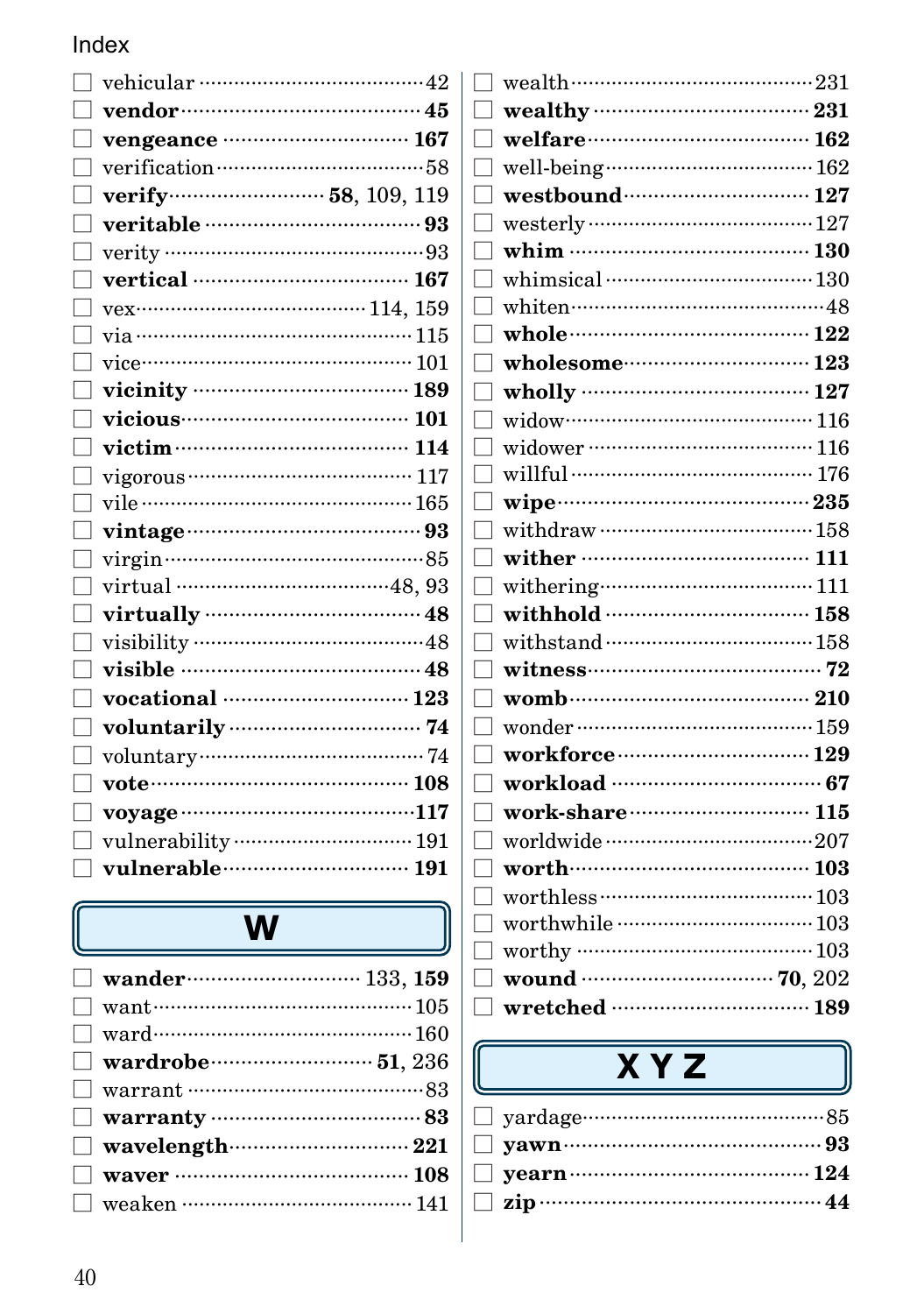# Index

- ☐ vehicular ......................................... 42
- ☐ **vendor** ......................................... **45**
- ☐ **vengeance** ......................................... **167**
- ☐ verification ......................................... 58
- ☐ **verify** ......................................... **58**, 109, 119
- ☐ **veritable** ......................................... **93**
- ☐ verity ......................................... 93
- ☐ **vertical** ......................................... **167**
- ☐ vex ......................................... 114, 159
- ☐ via ......................................... 115
- ☐ vice ......................................... 101
- ☐ **vicinity** ......................................... **189**
- ☐ **vicious** ......................................... **101**
- ☐ **victim** ......................................... **114**
- ☐ vigorous ......................................... 117
- ☐ vile ......................................... 165
- ☐ **vintage** ......................................... **93**
- ☐ virgin ......................................... 85
- ☐ virtual ......................................... 48, 93
- ☐ **virtually** ......................................... **48**
- ☐ visibility ......................................... 48
- ☐ **visible** ......................................... **48**
- ☐ **vocational** ......................................... **123**
- ☐ **voluntarily** ......................................... **74**
- ☐ voluntary ......................................... 74
- ☐ **vote** ......................................... **108**
- ☐ **voyage** ......................................... **117**
- ☐ vulnerability ......................................... 191
- ☐ **vulnerable** ......................................... **191**

## W

- ☐ **wander** ......................................... 133, **159**
- ☐ want ......................................... 105
- ☐ ward ......................................... 160
- ☐ **wardrobe** ......................................... **51**, 236
- ☐ warrant ......................................... 83
- ☐ **warranty** ......................................... **83**
- ☐ **wavelength** ......................................... **221**
- ☐ **waver** ......................................... **108**
- ☐ weaken ......................................... 141
- ☐ wealth ......................................... 231
- ☐ **wealthy** ......................................... **231**
- ☐ **welfare** ......................................... **162**
- ☐ well-being ......................................... 162
- ☐ **westbound** ......................................... **127**
- ☐ westerly ......................................... 127
- ☐ **whim** ......................................... **130**
- ☐ whimsical ......................................... 130
- ☐ whiten ......................................... 48
- ☐ **whole** ......................................... **122**
- ☐ **wholesome** ......................................... **123**
- ☐ **wholly** ......................................... **127**
- ☐ widow ......................................... 116
- ☐ widower ......................................... 116
- ☐ willful ......................................... 176
- ☐ **wipe** ......................................... **235**
- ☐ withdraw ......................................... 158
- ☐ **wither** ......................................... **111**
- ☐ withering ......................................... 111
- ☐ **withhold** ......................................... **158**
- ☐ withstand ......................................... 158
- ☐ **witness** ......................................... **72**
- ☐ **womb** ......................................... **210**
- ☐ wonder ......................................... 159
- ☐ **workforce** ......................................... **129**
- ☐ **workload** ......................................... **67**
- ☐ **work-share** ......................................... **115**
- ☐ worldwide ......................................... 207
- ☐ **worth** ......................................... **103**
- ☐ worthless ......................................... 103
- ☐ worthwhile ......................................... 103
- ☐ worthy ......................................... 103
- ☐ **wound** ......................................... **70**, 202
- ☐ **wretched** ......................................... **189**

## X Y Z

- ☐ yardage ......................................... 85
- ☐ **yawn** ......................................... **93**
- ☐ **yearn** ......................................... **124**
- ☐ **zip** ......................................... **44**